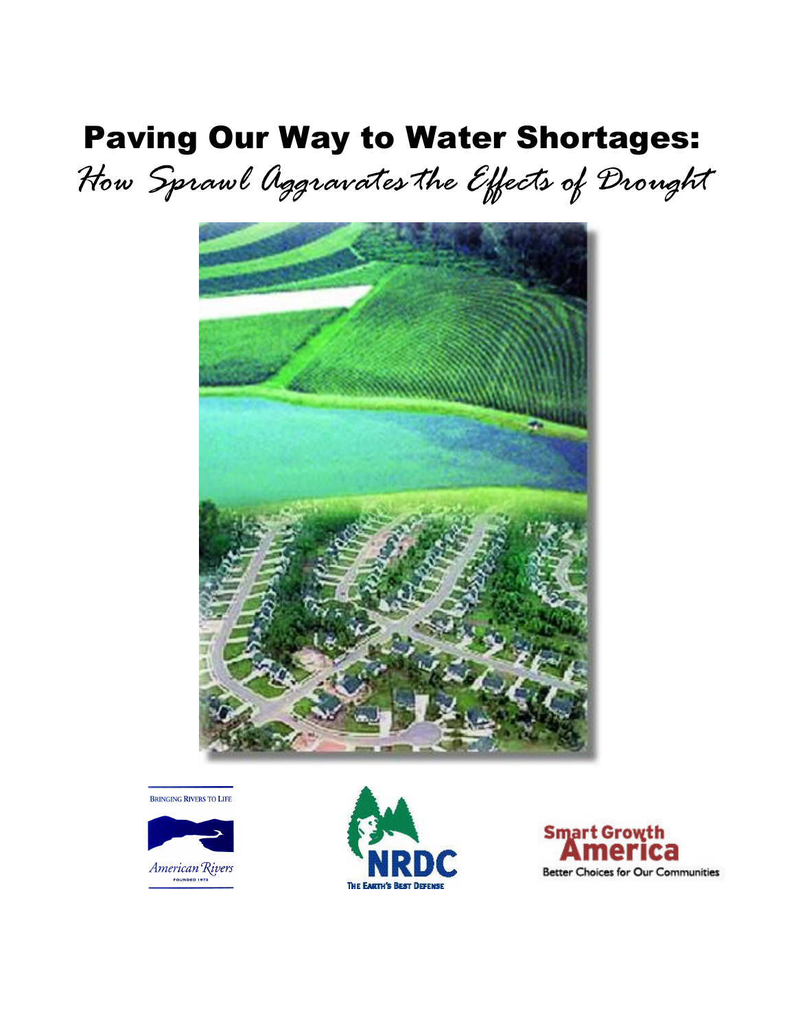# Paving Our Way to Water Shortages:

## *How Sprawl Aggravates the Effects of Drought*

BRINGING RIVERS TO LIFE

American Rivers

FOUNDED 1973

NRDC

THE EARTH'S BEST DEFENSE

Smart Growth America

Better Choices for Our Communities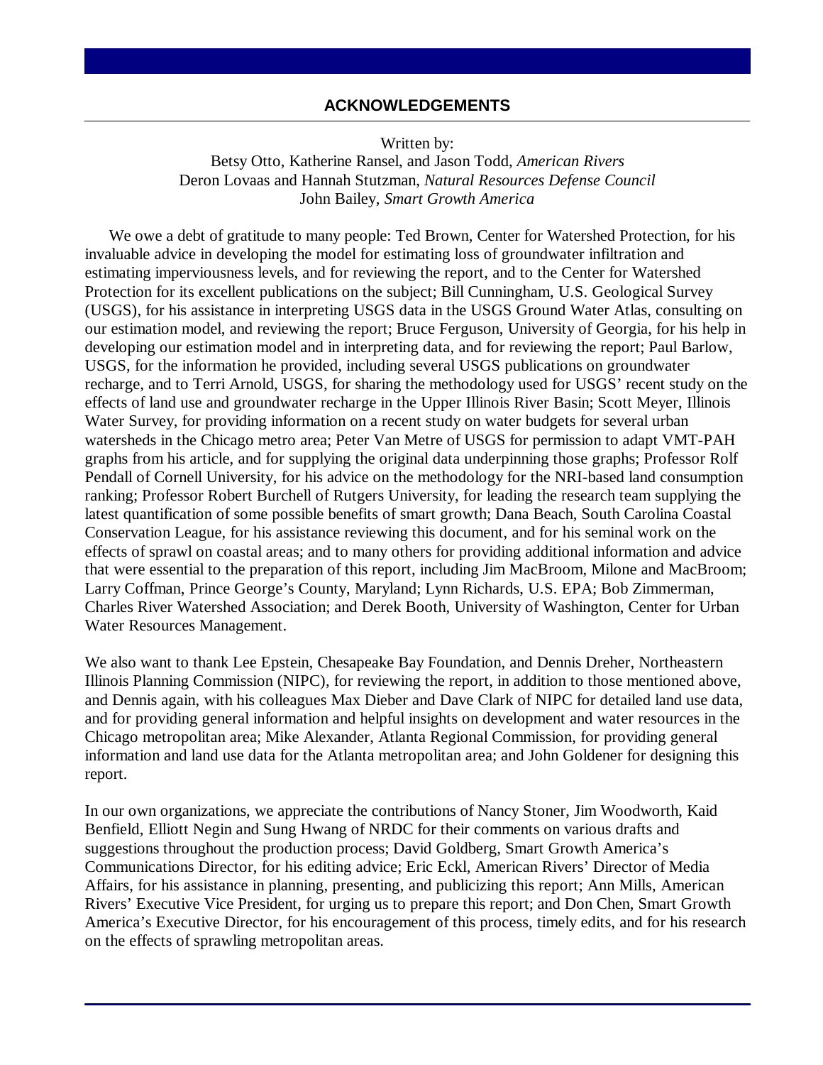## ACKNOWLEDGEMENTS

Written by:
Betsy Otto, Katherine Ransel, and Jason Todd, *American Rivers*
Deron Lovaas and Hannah Stutzman, *Natural Resources Defense Council*
John Bailey, *Smart Growth America*

We owe a debt of gratitude to many people: Ted Brown, Center for Watershed Protection, for his invaluable advice in developing the model for estimating loss of groundwater infiltration and estimating imperviousness levels, and for reviewing the report, and to the Center for Watershed Protection for its excellent publications on the subject; Bill Cunningham, U.S. Geological Survey (USGS), for his assistance in interpreting USGS data in the USGS Ground Water Atlas, consulting on our estimation model, and reviewing the report; Bruce Ferguson, University of Georgia, for his help in developing our estimation model and in interpreting data, and for reviewing the report; Paul Barlow, USGS, for the information he provided, including several USGS publications on groundwater recharge, and to Terri Arnold, USGS, for sharing the methodology used for USGS' recent study on the effects of land use and groundwater recharge in the Upper Illinois River Basin; Scott Meyer, Illinois Water Survey, for providing information on a recent study on water budgets for several urban watersheds in the Chicago metro area; Peter Van Metre of USGS for permission to adapt VMT-PAH graphs from his article, and for supplying the original data underpinning those graphs; Professor Rolf Pendall of Cornell University, for his advice on the methodology for the NRI-based land consumption ranking; Professor Robert Burchell of Rutgers University, for leading the research team supplying the latest quantification of some possible benefits of smart growth; Dana Beach, South Carolina Coastal Conservation League, for his assistance reviewing this document, and for his seminal work on the effects of sprawl on coastal areas; and to many others for providing additional information and advice that were essential to the preparation of this report, including Jim MacBroom, Milone and MacBroom; Larry Coffman, Prince George's County, Maryland; Lynn Richards, U.S. EPA; Bob Zimmerman, Charles River Watershed Association; and Derek Booth, University of Washington, Center for Urban Water Resources Management.

We also want to thank Lee Epstein, Chesapeake Bay Foundation, and Dennis Dreher, Northeastern Illinois Planning Commission (NIPC), for reviewing the report, in addition to those mentioned above, and Dennis again, with his colleagues Max Dieber and Dave Clark of NIPC for detailed land use data, and for providing general information and helpful insights on development and water resources in the Chicago metropolitan area; Mike Alexander, Atlanta Regional Commission, for providing general information and land use data for the Atlanta metropolitan area; and John Goldener for designing this report.

In our own organizations, we appreciate the contributions of Nancy Stoner, Jim Woodworth, Kaid Benfield, Elliott Negin and Sung Hwang of NRDC for their comments on various drafts and suggestions throughout the production process; David Goldberg, Smart Growth America's Communications Director, for his editing advice; Eric Eckl, American Rivers' Director of Media Affairs, for his assistance in planning, presenting, and publicizing this report; Ann Mills, American Rivers' Executive Vice President, for urging us to prepare this report; and Don Chen, Smart Growth America's Executive Director, for his encouragement of this process, timely edits, and for his research on the effects of sprawling metropolitan areas.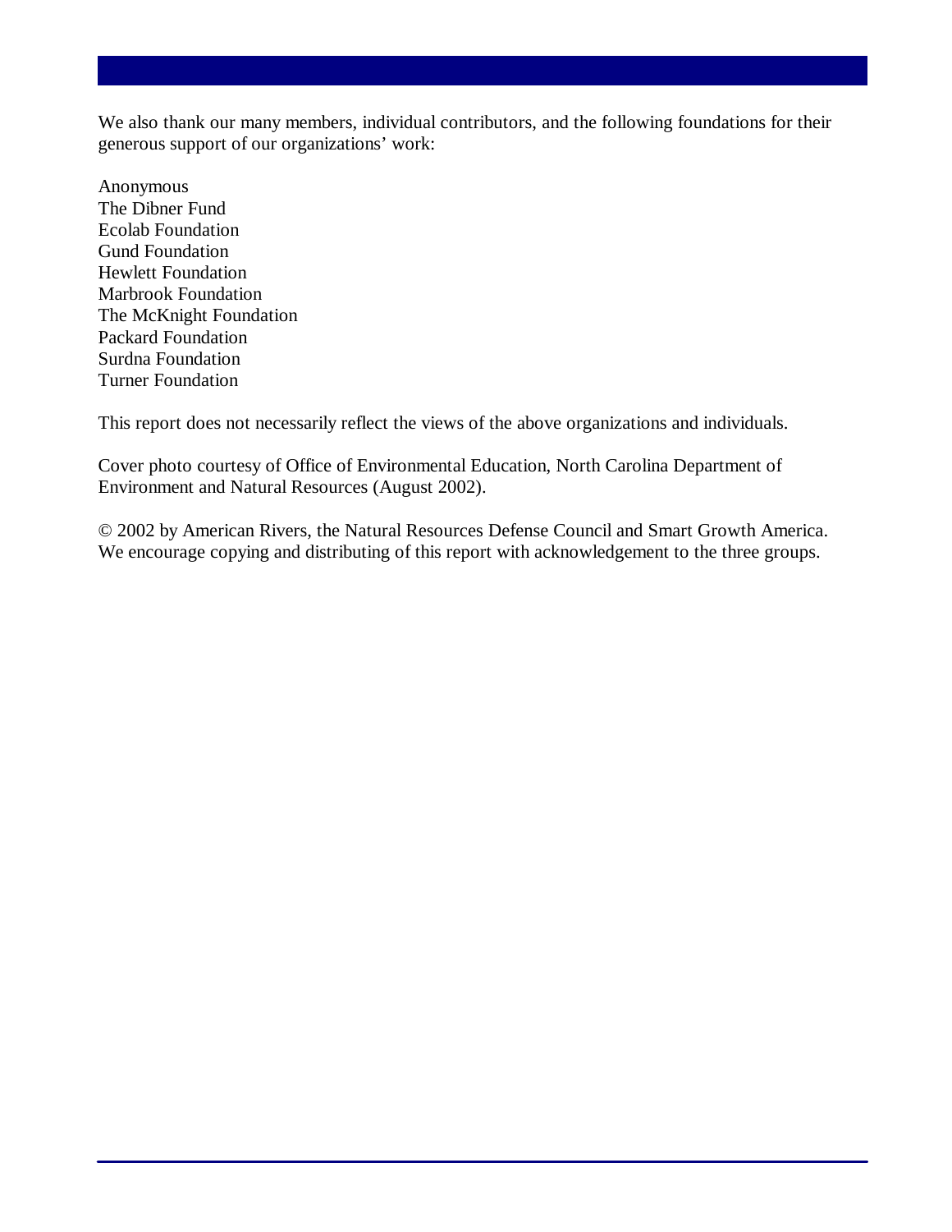We also thank our many members, individual contributors, and the following foundations for their generous support of our organizations' work:

Anonymous
The Dibner Fund
Ecolab Foundation
Gund Foundation
Hewlett Foundation
Marbrook Foundation
The McKnight Foundation
Packard Foundation
Surdna Foundation
Turner Foundation

This report does not necessarily reflect the views of the above organizations and individuals.

Cover photo courtesy of Office of Environmental Education, North Carolina Department of Environment and Natural Resources (August 2002).

© 2002 by American Rivers, the Natural Resources Defense Council and Smart Growth America. We encourage copying and distributing of this report with acknowledgement to the three groups.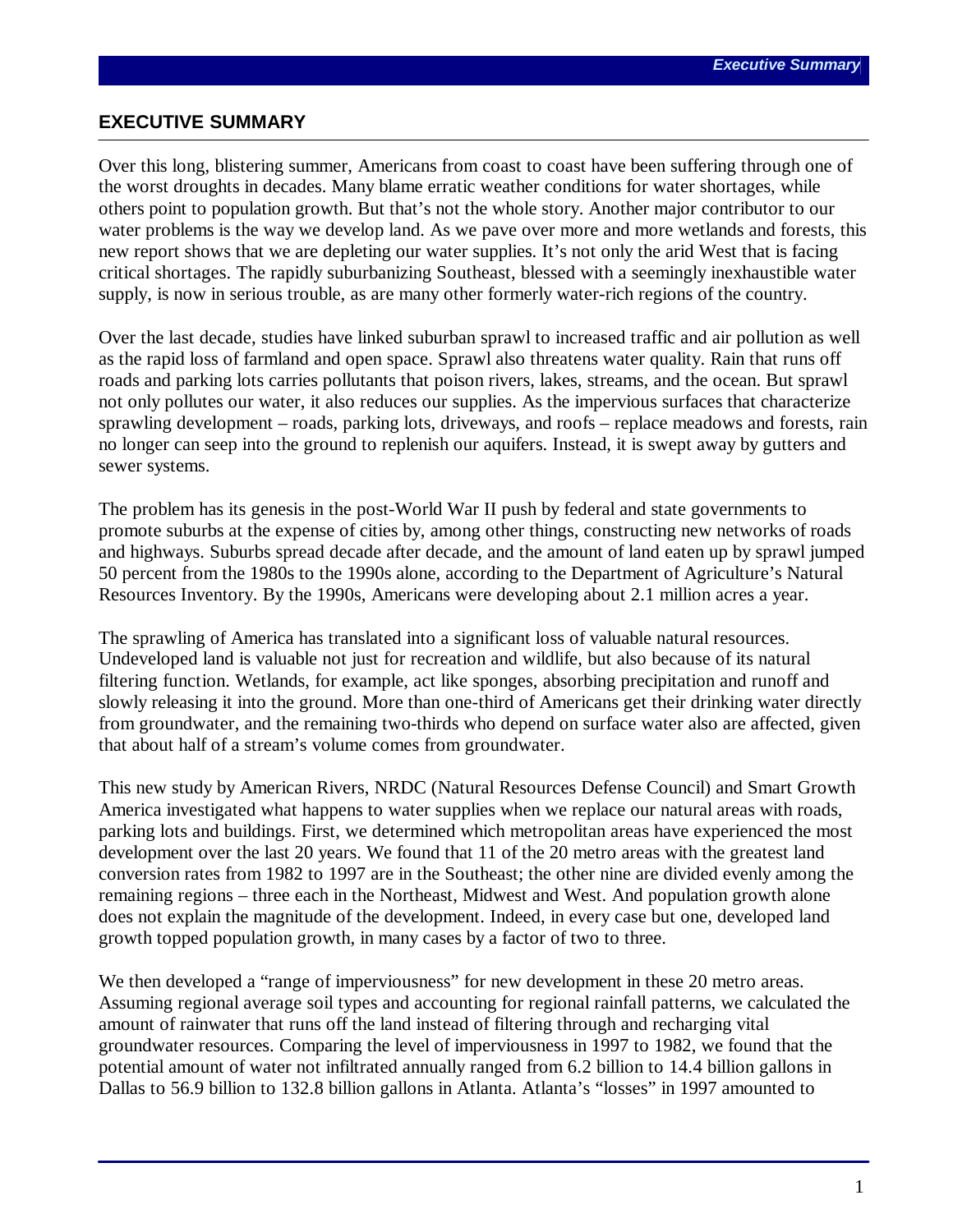## EXECUTIVE SUMMARY

Over this long, blistering summer, Americans from coast to coast have been suffering through one of the worst droughts in decades. Many blame erratic weather conditions for water shortages, while others point to population growth. But that's not the whole story. Another major contributor to our water problems is the way we develop land. As we pave over more and more wetlands and forests, this new report shows that we are depleting our water supplies. It's not only the arid West that is facing critical shortages. The rapidly suburbanizing Southeast, blessed with a seemingly inexhaustible water supply, is now in serious trouble, as are many other formerly water-rich regions of the country.

Over the last decade, studies have linked suburban sprawl to increased traffic and air pollution as well as the rapid loss of farmland and open space. Sprawl also threatens water quality. Rain that runs off roads and parking lots carries pollutants that poison rivers, lakes, streams, and the ocean. But sprawl not only pollutes our water, it also reduces our supplies. As the impervious surfaces that characterize sprawling development – roads, parking lots, driveways, and roofs – replace meadows and forests, rain no longer can seep into the ground to replenish our aquifers. Instead, it is swept away by gutters and sewer systems.

The problem has its genesis in the post-World War II push by federal and state governments to promote suburbs at the expense of cities by, among other things, constructing new networks of roads and highways. Suburbs spread decade after decade, and the amount of land eaten up by sprawl jumped 50 percent from the 1980s to the 1990s alone, according to the Department of Agriculture's Natural Resources Inventory. By the 1990s, Americans were developing about 2.1 million acres a year.

The sprawling of America has translated into a significant loss of valuable natural resources. Undeveloped land is valuable not just for recreation and wildlife, but also because of its natural filtering function. Wetlands, for example, act like sponges, absorbing precipitation and runoff and slowly releasing it into the ground. More than one-third of Americans get their drinking water directly from groundwater, and the remaining two-thirds who depend on surface water also are affected, given that about half of a stream's volume comes from groundwater.

This new study by American Rivers, NRDC (Natural Resources Defense Council) and Smart Growth America investigated what happens to water supplies when we replace our natural areas with roads, parking lots and buildings. First, we determined which metropolitan areas have experienced the most development over the last 20 years. We found that 11 of the 20 metro areas with the greatest land conversion rates from 1982 to 1997 are in the Southeast; the other nine are divided evenly among the remaining regions – three each in the Northeast, Midwest and West. And population growth alone does not explain the magnitude of the development. Indeed, in every case but one, developed land growth topped population growth, in many cases by a factor of two to three.

We then developed a "range of imperviousness" for new development in these 20 metro areas. Assuming regional average soil types and accounting for regional rainfall patterns, we calculated the amount of rainwater that runs off the land instead of filtering through and recharging vital groundwater resources. Comparing the level of imperviousness in 1997 to 1982, we found that the potential amount of water not infiltrated annually ranged from 6.2 billion to 14.4 billion gallons in Dallas to 56.9 billion to 132.8 billion gallons in Atlanta. Atlanta's "losses" in 1997 amounted to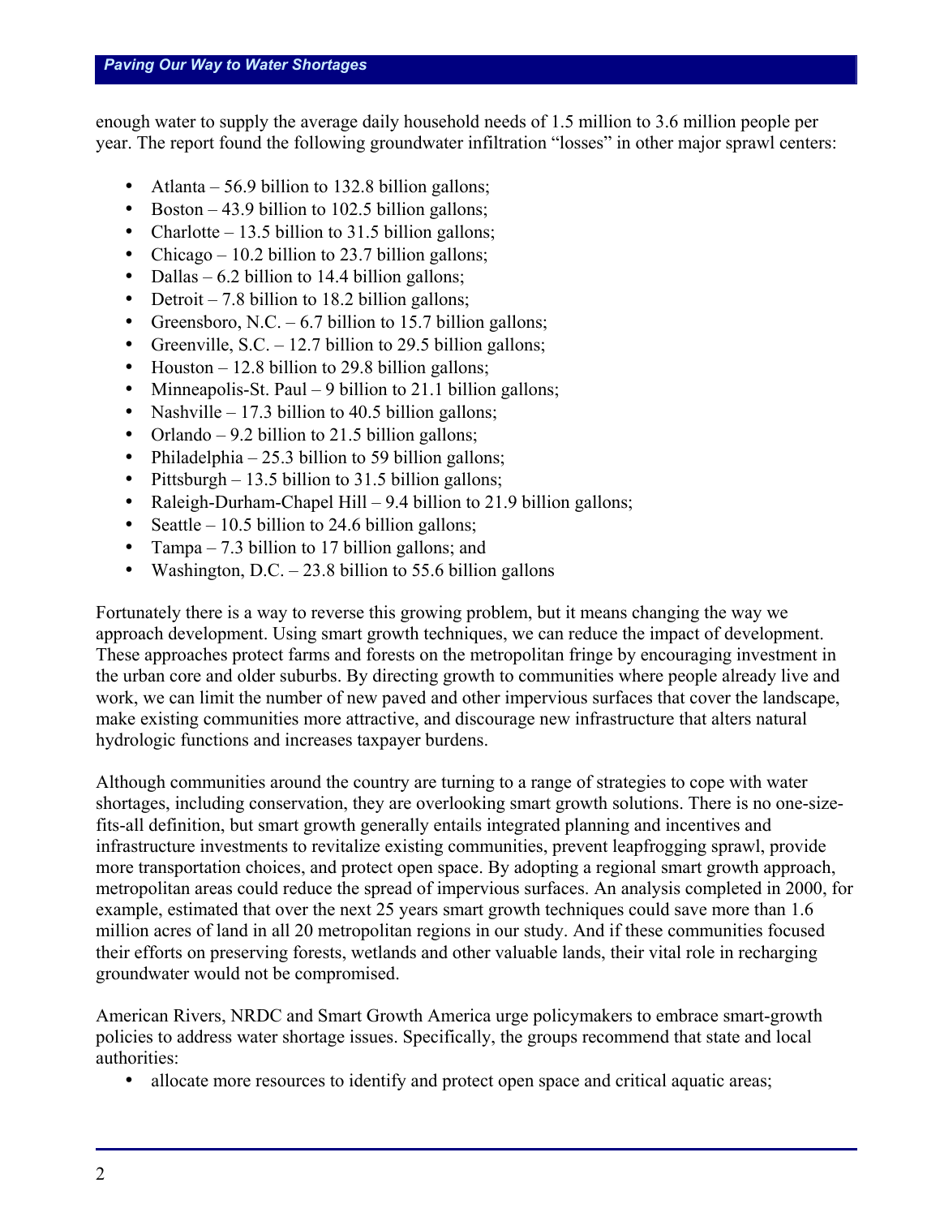enough water to supply the average daily household needs of 1.5 million to 3.6 million people per year. The report found the following groundwater infiltration "losses" in other major sprawl centers:

- Atlanta – 56.9 billion to 132.8 billion gallons;
- Boston – 43.9 billion to 102.5 billion gallons;
- Charlotte – 13.5 billion to 31.5 billion gallons;
- Chicago – 10.2 billion to 23.7 billion gallons;
- Dallas – 6.2 billion to 14.4 billion gallons;
- Detroit – 7.8 billion to 18.2 billion gallons;
- Greensboro, N.C. – 6.7 billion to 15.7 billion gallons;
- Greenville, S.C. – 12.7 billion to 29.5 billion gallons;
- Houston – 12.8 billion to 29.8 billion gallons;
- Minneapolis-St. Paul – 9 billion to 21.1 billion gallons;
- Nashville – 17.3 billion to 40.5 billion gallons;
- Orlando – 9.2 billion to 21.5 billion gallons;
- Philadelphia – 25.3 billion to 59 billion gallons;
- Pittsburgh – 13.5 billion to 31.5 billion gallons;
- Raleigh-Durham-Chapel Hill – 9.4 billion to 21.9 billion gallons;
- Seattle – 10.5 billion to 24.6 billion gallons;
- Tampa – 7.3 billion to 17 billion gallons; and
- Washington, D.C. – 23.8 billion to 55.6 billion gallons

Fortunately there is a way to reverse this growing problem, but it means changing the way we approach development. Using smart growth techniques, we can reduce the impact of development. These approaches protect farms and forests on the metropolitan fringe by encouraging investment in the urban core and older suburbs. By directing growth to communities where people already live and work, we can limit the number of new paved and other impervious surfaces that cover the landscape, make existing communities more attractive, and discourage new infrastructure that alters natural hydrologic functions and increases taxpayer burdens.

Although communities around the country are turning to a range of strategies to cope with water shortages, including conservation, they are overlooking smart growth solutions. There is no one-size-fits-all definition, but smart growth generally entails integrated planning and incentives and infrastructure investments to revitalize existing communities, prevent leapfrogging sprawl, provide more transportation choices, and protect open space. By adopting a regional smart growth approach, metropolitan areas could reduce the spread of impervious surfaces. An analysis completed in 2000, for example, estimated that over the next 25 years smart growth techniques could save more than 1.6 million acres of land in all 20 metropolitan regions in our study. And if these communities focused their efforts on preserving forests, wetlands and other valuable lands, their vital role in recharging groundwater would not be compromised.

American Rivers, NRDC and Smart Growth America urge policymakers to embrace smart-growth policies to address water shortage issues. Specifically, the groups recommend that state and local authorities:

- allocate more resources to identify and protect open space and critical aquatic areas;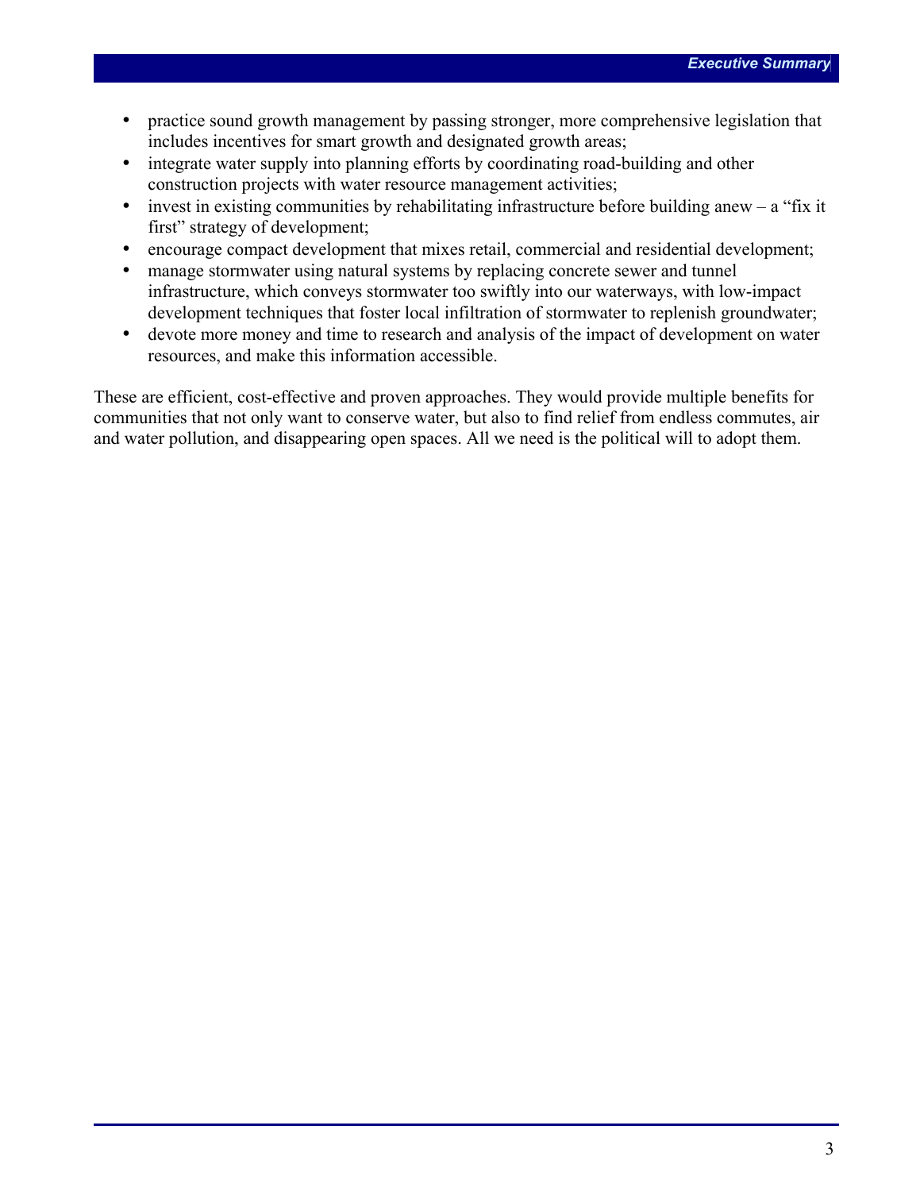- practice sound growth management by passing stronger, more comprehensive legislation that includes incentives for smart growth and designated growth areas;
- integrate water supply into planning efforts by coordinating road-building and other construction projects with water resource management activities;
- invest in existing communities by rehabilitating infrastructure before building anew – a "fix it first" strategy of development;
- encourage compact development that mixes retail, commercial and residential development;
- manage stormwater using natural systems by replacing concrete sewer and tunnel infrastructure, which conveys stormwater too swiftly into our waterways, with low-impact development techniques that foster local infiltration of stormwater to replenish groundwater;
- devote more money and time to research and analysis of the impact of development on water resources, and make this information accessible.

These are efficient, cost-effective and proven approaches. They would provide multiple benefits for communities that not only want to conserve water, but also to find relief from endless commutes, air and water pollution, and disappearing open spaces. All we need is the political will to adopt them.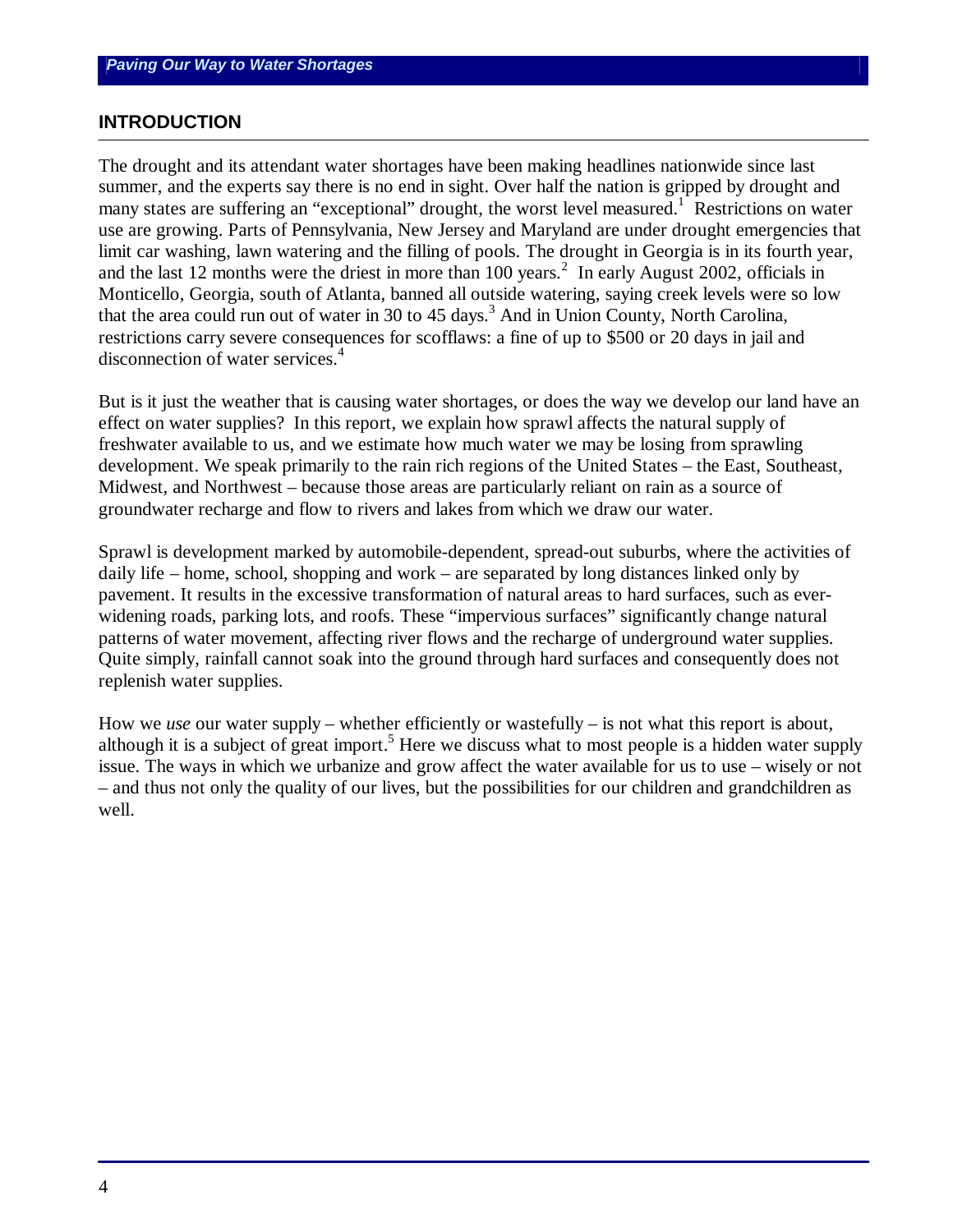## INTRODUCTION

The drought and its attendant water shortages have been making headlines nationwide since last summer, and the experts say there is no end in sight. Over half the nation is gripped by drought and many states are suffering an "exceptional" drought, the worst level measured.[1] Restrictions on water use are growing. Parts of Pennsylvania, New Jersey and Maryland are under drought emergencies that limit car washing, lawn watering and the filling of pools. The drought in Georgia is in its fourth year, and the last 12 months were the driest in more than 100 years.[2] In early August 2002, officials in Monticello, Georgia, south of Atlanta, banned all outside watering, saying creek levels were so low that the area could run out of water in 30 to 45 days.[3] And in Union County, North Carolina, restrictions carry severe consequences for scofflaws: a fine of up to $500 or 20 days in jail and disconnection of water services.[4]

But is it just the weather that is causing water shortages, or does the way we develop our land have an effect on water supplies? In this report, we explain how sprawl affects the natural supply of freshwater available to us, and we estimate how much water we may be losing from sprawling development. We speak primarily to the rain rich regions of the United States – the East, Southeast, Midwest, and Northwest – because those areas are particularly reliant on rain as a source of groundwater recharge and flow to rivers and lakes from which we draw our water.

Sprawl is development marked by automobile-dependent, spread-out suburbs, where the activities of daily life – home, school, shopping and work – are separated by long distances linked only by pavement. It results in the excessive transformation of natural areas to hard surfaces, such as ever-widening roads, parking lots, and roofs. These "impervious surfaces" significantly change natural patterns of water movement, affecting river flows and the recharge of underground water supplies. Quite simply, rainfall cannot soak into the ground through hard surfaces and consequently does not replenish water supplies.

How we *use* our water supply – whether efficiently or wastefully – is not what this report is about, although it is a subject of great import.[5] Here we discuss what to most people is a hidden water supply issue. The ways in which we urbanize and grow affect the water available for us to use – wisely or not – and thus not only the quality of our lives, but the possibilities for our children and grandchildren as well.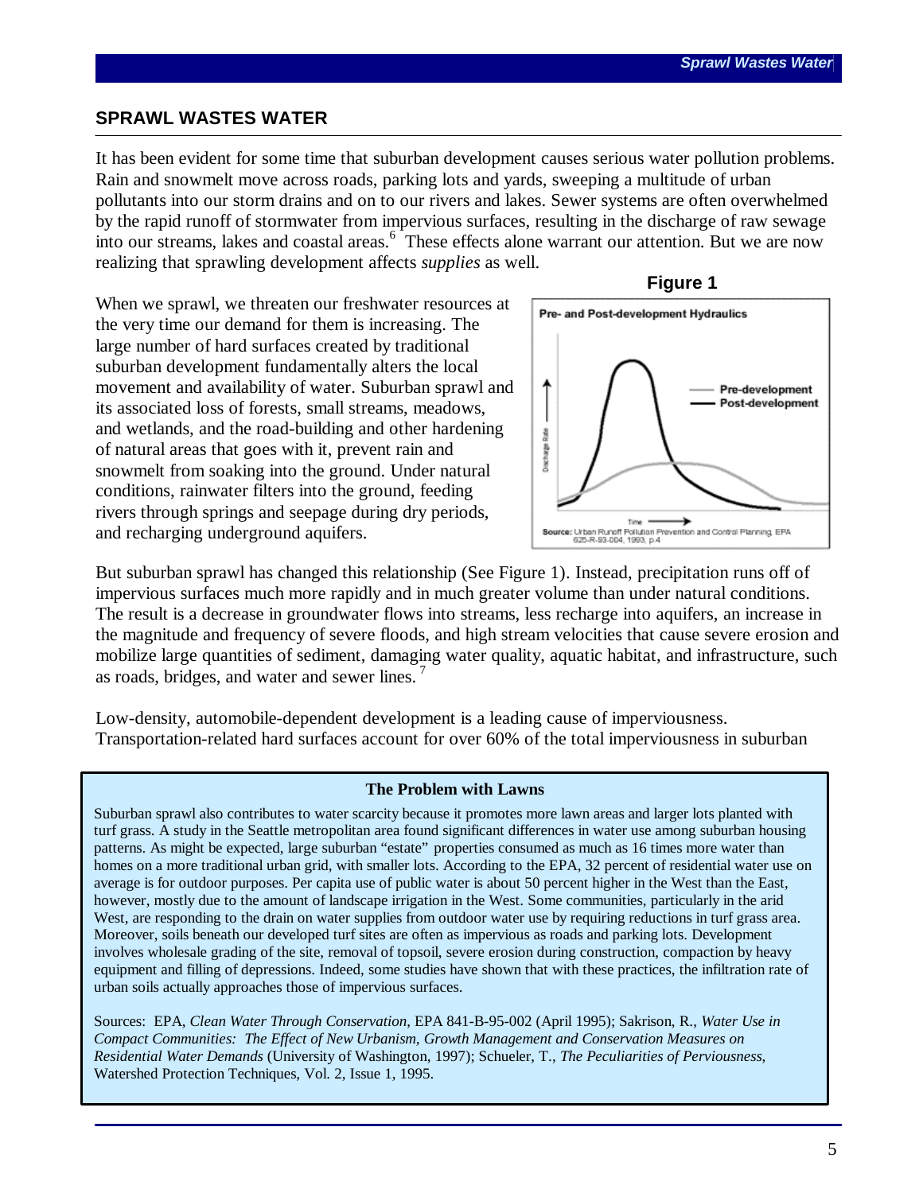## SPRAWL WASTES WATER

It has been evident for some time that suburban development causes serious water pollution problems. Rain and snowmelt move across roads, parking lots and yards, sweeping a multitude of urban pollutants into our storm drains and on to our rivers and lakes. Sewer systems are often overwhelmed by the rapid runoff of stormwater from impervious surfaces, resulting in the discharge of raw sewage into our streams, lakes and coastal areas.[6] These effects alone warrant our attention. But we are now realizing that sprawling development affects *supplies* as well.

When we sprawl, we threaten our freshwater resources at the very time our demand for them is increasing. The large number of hard surfaces created by traditional suburban development fundamentally alters the local movement and availability of water. Suburban sprawl and its associated loss of forests, small streams, meadows, and wetlands, and the road-building and other hardening of natural areas that goes with it, prevent rain and snowmelt from soaking into the ground. Under natural conditions, rainwater filters into the ground, feeding rivers through springs and seepage during dry periods, and recharging underground aquifers.

**Figure 1**

Pre- and Post-development Hydraulics

Source: Urban Runoff Pollution Prevention and Control Planning, EPA 625-R-93-004, 1993, p.4

But suburban sprawl has changed this relationship (See Figure 1). Instead, precipitation runs off of impervious surfaces much more rapidly and in much greater volume than under natural conditions. The result is a decrease in groundwater flows into streams, less recharge into aquifers, an increase in the magnitude and frequency of severe floods, and high stream velocities that cause severe erosion and mobilize large quantities of sediment, damaging water quality, aquatic habitat, and infrastructure, such as roads, bridges, and water and sewer lines.[7]

Low-density, automobile-dependent development is a leading cause of imperviousness. Transportation-related hard surfaces account for over 60% of the total imperviousness in suburban

### The Problem with Lawns

Suburban sprawl also contributes to water scarcity because it promotes more lawn areas and larger lots planted with turf grass. A study in the Seattle metropolitan area found significant differences in water use among suburban housing patterns. As might be expected, large suburban "estate" properties consumed as much as 16 times more water than homes on a more traditional urban grid, with smaller lots. According to the EPA, 32 percent of residential water use on average is for outdoor purposes. Per capita use of public water is about 50 percent higher in the West than the East, however, mostly due to the amount of landscape irrigation in the West. Some communities, particularly in the arid West, are responding to the drain on water supplies from outdoor water use by requiring reductions in turf grass area. Moreover, soils beneath our developed turf sites are often as impervious as roads and parking lots. Development involves wholesale grading of the site, removal of topsoil, severe erosion during construction, compaction by heavy equipment and filling of depressions. Indeed, some studies have shown that with these practices, the infiltration rate of urban soils actually approaches those of impervious surfaces.

Sources: EPA, *Clean Water Through Conservation*, EPA 841-B-95-002 (April 1995); Sakrison, R., *Water Use in Compact Communities: The Effect of New Urbanism, Growth Management and Conservation Measures on Residential Water Demands* (University of Washington, 1997); Schueler, T., *The Peculiarities of Perviousness*, Watershed Protection Techniques, Vol. 2, Issue 1, 1995.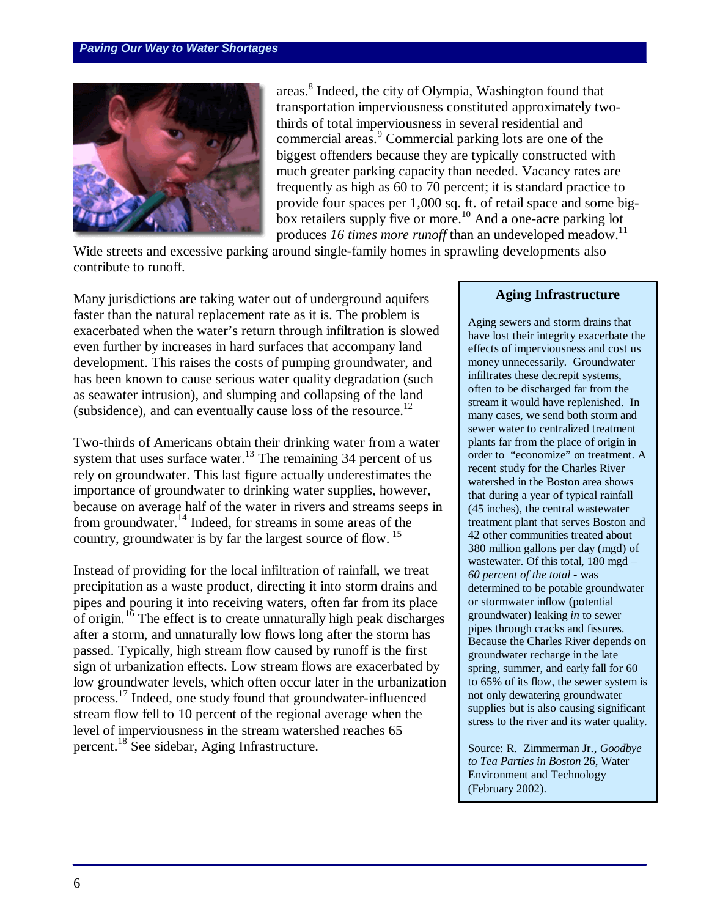areas.[8] Indeed, the city of Olympia, Washington found that transportation imperviousness constituted approximately two-thirds of total imperviousness in several residential and commercial areas.[9] Commercial parking lots are one of the biggest offenders because they are typically constructed with much greater parking capacity than needed. Vacancy rates are frequently as high as 60 to 70 percent; it is standard practice to provide four spaces per 1,000 sq. ft. of retail space and some big-box retailers supply five or more.[10] And a one-acre parking lot produces *16 times more runoff* than an undeveloped meadow.[11] Wide streets and excessive parking around single-family homes in sprawling developments also contribute to runoff.

Many jurisdictions are taking water out of underground aquifers faster than the natural replacement rate as it is. The problem is exacerbated when the water's return through infiltration is slowed even further by increases in hard surfaces that accompany land development. This raises the costs of pumping groundwater, and has been known to cause serious water quality degradation (such as seawater intrusion), and slumping and collapsing of the land (subsidence), and can eventually cause loss of the resource.[12]

Two-thirds of Americans obtain their drinking water from a water system that uses surface water.[13] The remaining 34 percent of us rely on groundwater. This last figure actually underestimates the importance of groundwater to drinking water supplies, however, because on average half of the water in rivers and streams seeps in from groundwater.[14] Indeed, for streams in some areas of the country, groundwater is by far the largest source of flow.[15]

Instead of providing for the local infiltration of rainfall, we treat precipitation as a waste product, directing it into storm drains and pipes and pouring it into receiving waters, often far from its place of origin.[16] The effect is to create unnaturally high peak discharges after a storm, and unnaturally low flows long after the storm has passed. Typically, high stream flow caused by runoff is the first sign of urbanization effects. Low stream flows are exacerbated by low groundwater levels, which often occur later in the urbanization process.[17] Indeed, one study found that groundwater-influenced stream flow fell to 10 percent of the regional average when the level of imperviousness in the stream watershed reaches 65 percent.[18] See sidebar, Aging Infrastructure.

## Aging Infrastructure

Aging sewers and storm drains that have lost their integrity exacerbate the effects of imperviousness and cost us money unnecessarily. Groundwater infiltrates these decrepit systems, often to be discharged far from the stream it would have replenished. In many cases, we send both storm and sewer water to centralized treatment plants far from the place of origin in order to "economize" on treatment. A recent study for the Charles River watershed in the Boston area shows that during a year of typical rainfall (45 inches), the central wastewater treatment plant that serves Boston and 42 other communities treated about 380 million gallons per day (mgd) of wastewater. Of this total, 180 mgd – *60 percent of the total* - was determined to be potable groundwater or stormwater inflow (potential groundwater) leaking *in* to sewer pipes through cracks and fissures. Because the Charles River depends on groundwater recharge in the late spring, summer, and early fall for 60 to 65% of its flow, the sewer system is not only dewatering groundwater supplies but is also causing significant stress to the river and its water quality.

Source: R. Zimmerman Jr., *Goodbye to Tea Parties in Boston* 26, Water Environment and Technology (February 2002).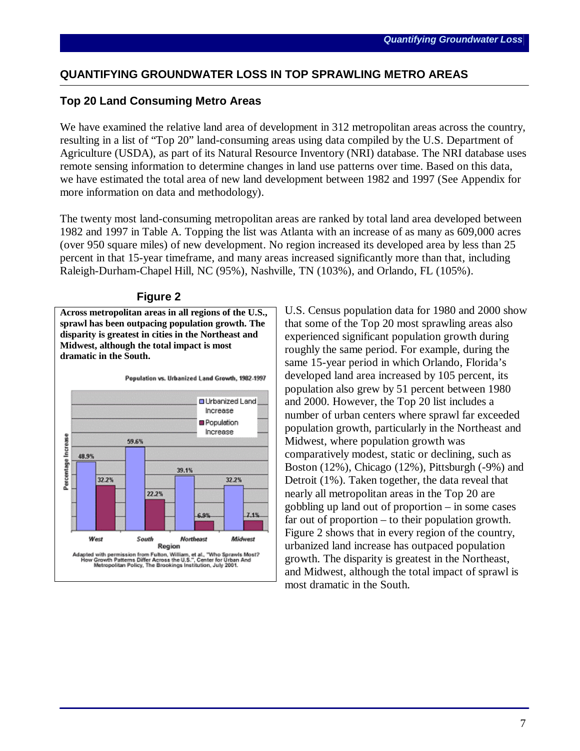## QUANTIFYING GROUNDWATER LOSS IN TOP SPRAWLING METRO AREAS

### Top 20 Land Consuming Metro Areas

We have examined the relative land area of development in 312 metropolitan areas across the country, resulting in a list of "Top 20" land-consuming areas using data compiled by the U.S. Department of Agriculture (USDA), as part of its Natural Resource Inventory (NRI) database. The NRI database uses remote sensing information to determine changes in land use patterns over time. Based on this data, we have estimated the total area of new land development between 1982 and 1997 (See Appendix for more information on data and methodology).

The twenty most land-consuming metropolitan areas are ranked by total land area developed between 1982 and 1997 in Table A. Topping the list was Atlanta with an increase of as many as 609,000 acres (over 950 square miles) of new development. No region increased its developed area by less than 25 percent in that 15-year timeframe, and many areas increased significantly more than that, including Raleigh-Durham-Chapel Hill, NC (95%), Nashville, TN (103%), and Orlando, FL (105%).

**Figure 2**

**Across metropolitan areas in all regions of the U.S., sprawl has been outpacing population growth. The disparity is greatest in cities in the Northeast and Midwest, although the total impact is most dramatic in the South.**

Population vs. Urbanized Land Growth, 1982-1997

| Region | Urbanized Land Increase | Population Increase |
|---|---|---|
| West | 48.9% | 32.2% |
| South | 59.6% | 22.2% |
| Northeast | 39.1% | 6.9% |
| Midwest | 32.2% | 7.1% |

Adapted with permission from Fulton, William, et al., "Who Sprawls Most? How Growth Patterns Differ Across the U.S.", Center for Urban And Metropolitan Policy, The Brookings Institution, July 2001.

U.S. Census population data for 1980 and 2000 show that some of the Top 20 most sprawling areas also experienced significant population growth during roughly the same period. For example, during the same 15-year period in which Orlando, Florida's developed land area increased by 105 percent, its population also grew by 51 percent between 1980 and 2000. However, the Top 20 list includes a number of urban centers where sprawl far exceeded population growth, particularly in the Northeast and Midwest, where population growth was comparatively modest, static or declining, such as Boston (12%), Chicago (12%), Pittsburgh (-9%) and Detroit (1%). Taken together, the data reveal that nearly all metropolitan areas in the Top 20 are gobbling up land out of proportion – in some cases far out of proportion – to their population growth. Figure 2 shows that in every region of the country, urbanized land increase has outpaced population growth. The disparity is greatest in the Northeast, and Midwest, although the total impact of sprawl is most dramatic in the South.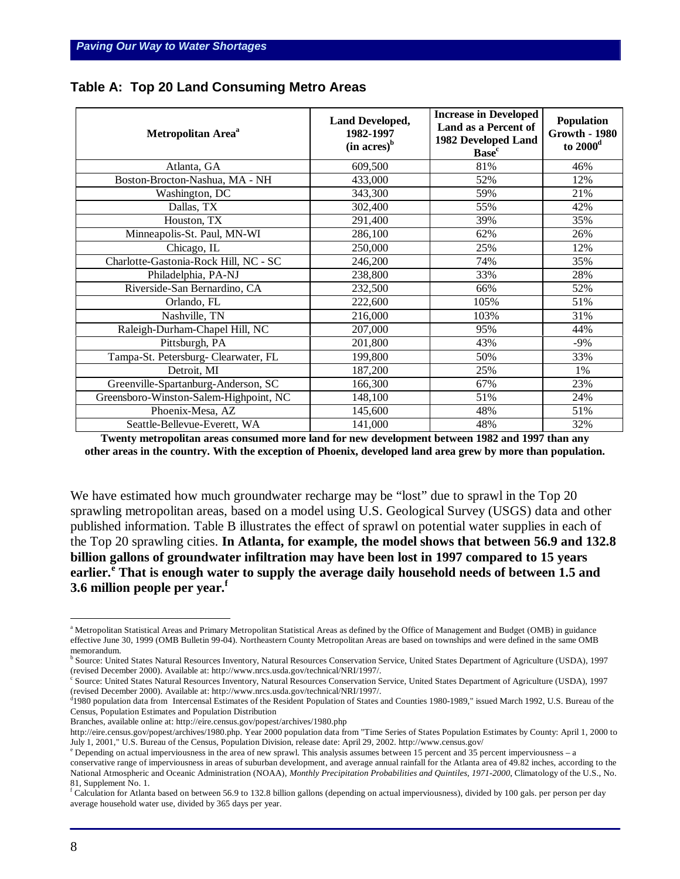## Table A: Top 20 Land Consuming Metro Areas

| Metropolitan Area[a] | Land Developed, 1982-1997 (in acres)[b] | Increase in Developed Land as a Percent of 1982 Developed Land Base[c] | Population Growth - 1980 to 2000[d] |
|---|---|---|---|
| Atlanta, GA | 609,500 | 81% | 46% |
| Boston-Brocton-Nashua, MA - NH | 433,000 | 52% | 12% |
| Washington, DC | 343,300 | 59% | 21% |
| Dallas, TX | 302,400 | 55% | 42% |
| Houston, TX | 291,400 | 39% | 35% |
| Minneapolis-St. Paul, MN-WI | 286,100 | 62% | 26% |
| Chicago, IL | 250,000 | 25% | 12% |
| Charlotte-Gastonia-Rock Hill, NC - SC | 246,200 | 74% | 35% |
| Philadelphia, PA-NJ | 238,800 | 33% | 28% |
| Riverside-San Bernardino, CA | 232,500 | 66% | 52% |
| Orlando, FL | 222,600 | 105% | 51% |
| Nashville, TN | 216,000 | 103% | 31% |
| Raleigh-Durham-Chapel Hill, NC | 207,000 | 95% | 44% |
| Pittsburgh, PA | 201,800 | 43% | -9% |
| Tampa-St. Petersburg- Clearwater, FL | 199,800 | 50% | 33% |
| Detroit, MI | 187,200 | 25% | 1% |
| Greenville-Spartanburg-Anderson, SC | 166,300 | 67% | 23% |
| Greensboro-Winston-Salem-Highpoint, NC | 148,100 | 51% | 24% |
| Phoenix-Mesa, AZ | 145,600 | 48% | 51% |
| Seattle-Bellevue-Everett, WA | 141,000 | 48% | 32% |

**Twenty metropolitan areas consumed more land for new development between 1982 and 1997 than any other areas in the country. With the exception of Phoenix, developed land area grew by more than population.**

We have estimated how much groundwater recharge may be "lost" due to sprawl in the Top 20 sprawling metropolitan areas, based on a model using U.S. Geological Survey (USGS) data and other published information. Table B illustrates the effect of sprawl on potential water supplies in each of the Top 20 sprawling cities. **In Atlanta, for example, the model shows that between 56.9 and 132.8 billion gallons of groundwater infiltration may have been lost in 1997 compared to 15 years earlier.[e] That is enough water to supply the average daily household needs of between 1.5 and 3.6 million people per year.[f]**

---

[a] Metropolitan Statistical Areas and Primary Metropolitan Statistical Areas as defined by the Office of Management and Budget (OMB) in guidance effective June 30, 1999 (OMB Bulletin 99-04). Northeastern County Metropolitan Areas are based on townships and were defined in the same OMB memorandum.

[b] Source: United States Natural Resources Inventory, Natural Resources Conservation Service, United States Department of Agriculture (USDA), 1997 (revised December 2000). Available at: http://www.nrcs.usda.gov/technical/NRI/1997/.

[c] Source: United States Natural Resources Inventory, Natural Resources Conservation Service, United States Department of Agriculture (USDA), 1997 (revised December 2000). Available at: http://www.nrcs.usda.gov/technical/NRI/1997/.

[d] 1980 population data from Intercensal Estimates of the Resident Population of States and Counties 1980-1989," issued March 1992, U.S. Bureau of the Census, Population Estimates and Population Distribution Branches, available online at: http://eire.census.gov/popest/archives/1980.php http://eire.census.gov/popest/archives/1980.php. Year 2000 population data from "Time Series of States Population Estimates by County: April 1, 2000 to July 1, 2001," U.S. Bureau of the Census, Population Division, release date: April 29, 2002. http://www.census.gov/

[e] Depending on actual imperviousness in the area of new sprawl. This analysis assumes between 15 percent and 35 percent imperviousness – a conservative range of imperviousness in areas of suburban development, and average annual rainfall for the Atlanta area of 49.82 inches, according to the National Atmospheric and Oceanic Administration (NOAA), *Monthly Precipitation Probabilities and Quintiles, 1971-2000*, Climatology of the U.S., No. 81, Supplement No. 1.

[f] Calculation for Atlanta based on between 56.9 to 132.8 billion gallons (depending on actual imperviousness), divided by 100 gals. per person per day average household water use, divided by 365 days per year.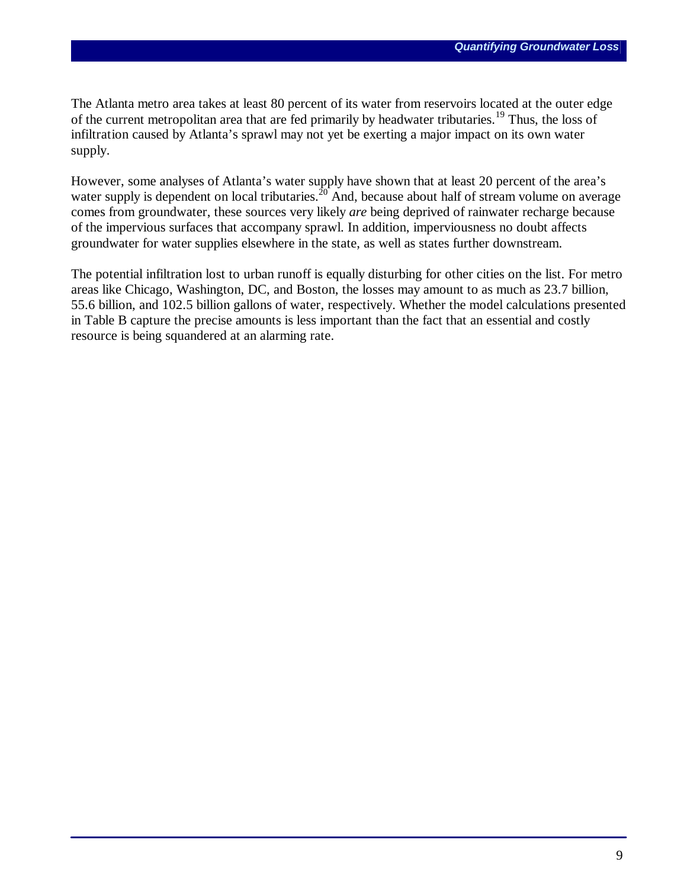The Atlanta metro area takes at least 80 percent of its water from reservoirs located at the outer edge of the current metropolitan area that are fed primarily by headwater tributaries.[19] Thus, the loss of infiltration caused by Atlanta's sprawl may not yet be exerting a major impact on its own water supply.

However, some analyses of Atlanta's water supply have shown that at least 20 percent of the area's water supply is dependent on local tributaries.[20] And, because about half of stream volume on average comes from groundwater, these sources very likely *are* being deprived of rainwater recharge because of the impervious surfaces that accompany sprawl. In addition, imperviousness no doubt affects groundwater for water supplies elsewhere in the state, as well as states further downstream.

The potential infiltration lost to urban runoff is equally disturbing for other cities on the list. For metro areas like Chicago, Washington, DC, and Boston, the losses may amount to as much as 23.7 billion, 55.6 billion, and 102.5 billion gallons of water, respectively. Whether the model calculations presented in Table B capture the precise amounts is less important than the fact that an essential and costly resource is being squandered at an alarming rate.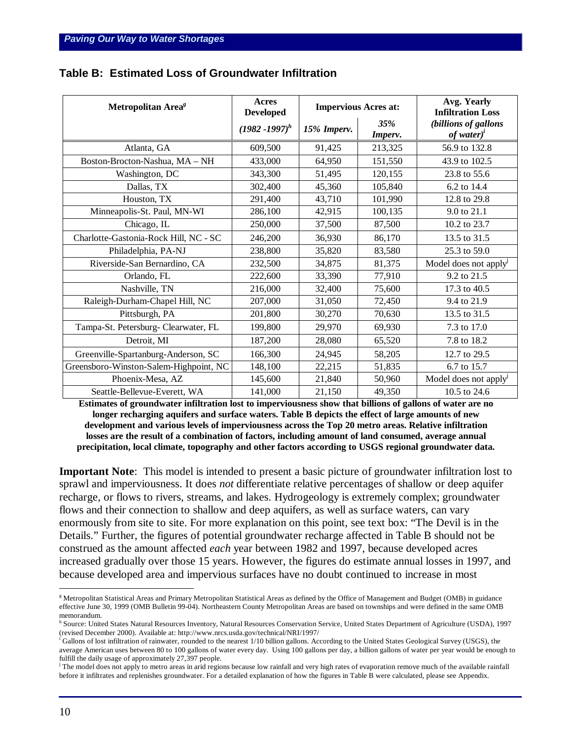## Table B: Estimated Loss of Groundwater Infiltration

| Metropolitan Area[g] | Acres Developed | Impervious Acres at: | | Avg. Yearly Infiltration Loss |
|---|---|---|---|---|
| | *(1982 -1997)*[h] | *15% Imperv.* | *35% Imperv.* | *(billions of gallons of water)*[i] |
| Atlanta, GA | 609,500 | 91,425 | 213,325 | 56.9 to 132.8 |
| Boston-Brocton-Nashua, MA – NH | 433,000 | 64,950 | 151,550 | 43.9 to 102.5 |
| Washington, DC | 343,300 | 51,495 | 120,155 | 23.8 to 55.6 |
| Dallas, TX | 302,400 | 45,360 | 105,840 | 6.2 to 14.4 |
| Houston, TX | 291,400 | 43,710 | 101,990 | 12.8 to 29.8 |
| Minneapolis-St. Paul, MN-WI | 286,100 | 42,915 | 100,135 | 9.0 to 21.1 |
| Chicago, IL | 250,000 | 37,500 | 87,500 | 10.2 to 23.7 |
| Charlotte-Gastonia-Rock Hill, NC - SC | 246,200 | 36,930 | 86,170 | 13.5 to 31.5 |
| Philadelphia, PA-NJ | 238,800 | 35,820 | 83,580 | 25.3 to 59.0 |
| Riverside-San Bernardino, CA | 232,500 | 34,875 | 81,375 | Model does not apply[j] |
| Orlando, FL | 222,600 | 33,390 | 77,910 | 9.2 to 21.5 |
| Nashville, TN | 216,000 | 32,400 | 75,600 | 17.3 to 40.5 |
| Raleigh-Durham-Chapel Hill, NC | 207,000 | 31,050 | 72,450 | 9.4 to 21.9 |
| Pittsburgh, PA | 201,800 | 30,270 | 70,630 | 13.5 to 31.5 |
| Tampa-St. Petersburg- Clearwater, FL | 199,800 | 29,970 | 69,930 | 7.3 to 17.0 |
| Detroit, MI | 187,200 | 28,080 | 65,520 | 7.8 to 18.2 |
| Greenville-Spartanburg-Anderson, SC | 166,300 | 24,945 | 58,205 | 12.7 to 29.5 |
| Greensboro-Winston-Salem-Highpoint, NC | 148,100 | 22,215 | 51,835 | 6.7 to 15.7 |
| Phoenix-Mesa, AZ | 145,600 | 21,840 | 50,960 | Model does not apply[j] |
| Seattle-Bellevue-Everett, WA | 141,000 | 21,150 | 49,350 | 10.5 to 24.6 |

**Estimates of groundwater infiltration lost to imperviousness show that billions of gallons of water are no longer recharging aquifers and surface waters. Table B depicts the effect of large amounts of new development and various levels of imperviousness across the Top 20 metro areas. Relative infiltration losses are the result of a combination of factors, including amount of land consumed, average annual precipitation, local climate, topography and other factors according to USGS regional groundwater data.**

**Important Note**: This model is intended to present a basic picture of groundwater infiltration lost to sprawl and imperviousness. It does *not* differentiate relative percentages of shallow or deep aquifer recharge, or flows to rivers, streams, and lakes. Hydrogeology is extremely complex; groundwater flows and their connection to shallow and deep aquifers, as well as surface waters, can vary enormously from site to site. For more explanation on this point, see text box: "The Devil is in the Details." Further, the figures of potential groundwater recharge affected in Table B should not be construed as the amount affected *each* year between 1982 and 1997, because developed acres increased gradually over those 15 years. However, the figures do estimate annual losses in 1997, and because developed area and impervious surfaces have no doubt continued to increase in most

---

[g] Metropolitan Statistical Areas and Primary Metropolitan Statistical Areas as defined by the Office of Management and Budget (OMB) in guidance effective June 30, 1999 (OMB Bulletin 99-04). Northeastern County Metropolitan Areas are based on townships and were defined in the same OMB memorandum.

[h] Source: United States Natural Resources Inventory, Natural Resources Conservation Service, United States Department of Agriculture (USDA), 1997 (revised December 2000). Available at: http://www.nrcs.usda.gov/technical/NRI/1997/

[i] Gallons of lost infiltration of rainwater, rounded to the nearest 1/10 billion gallons. According to the United States Geological Survey (USGS), the average American uses between 80 to 100 gallons of water every day. Using 100 gallons per day, a billion gallons of water per year would be enough to fulfill the daily usage of approximately 27,397 people.

[j] The model does not apply to metro areas in arid regions because low rainfall and very high rates of evaporation remove much of the available rainfall before it infiltrates and replenishes groundwater. For a detailed explanation of how the figures in Table B were calculated, please see Appendix.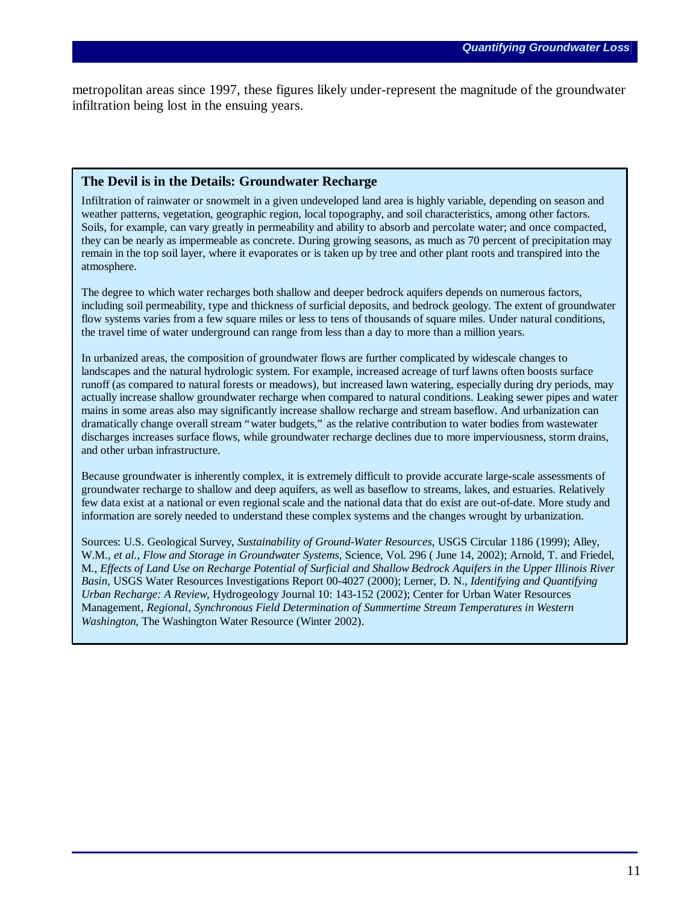metropolitan areas since 1997, these figures likely under-represent the magnitude of the groundwater infiltration being lost in the ensuing years.

### The Devil is in the Details: Groundwater Recharge

Infiltration of rainwater or snowmelt in a given undeveloped land area is highly variable, depending on season and weather patterns, vegetation, geographic region, local topography, and soil characteristics, among other factors. Soils, for example, can vary greatly in permeability and ability to absorb and percolate water; and once compacted, they can be nearly as impermeable as concrete. During growing seasons, as much as 70 percent of precipitation may remain in the top soil layer, where it evaporates or is taken up by tree and other plant roots and transpired into the atmosphere.

The degree to which water recharges both shallow and deeper bedrock aquifers depends on numerous factors, including soil permeability, type and thickness of surficial deposits, and bedrock geology. The extent of groundwater flow systems varies from a few square miles or less to tens of thousands of square miles. Under natural conditions, the travel time of water underground can range from less than a day to more than a million years.

In urbanized areas, the composition of groundwater flows are further complicated by widescale changes to landscapes and the natural hydrologic system. For example, increased acreage of turf lawns often boosts surface runoff (as compared to natural forests or meadows), but increased lawn watering, especially during dry periods, may actually increase shallow groundwater recharge when compared to natural conditions. Leaking sewer pipes and water mains in some areas also may significantly increase shallow recharge and stream baseflow. And urbanization can dramatically change overall stream "water budgets," as the relative contribution to water bodies from wastewater discharges increases surface flows, while groundwater recharge declines due to more imperviousness, storm drains, and other urban infrastructure.

Because groundwater is inherently complex, it is extremely difficult to provide accurate large-scale assessments of groundwater recharge to shallow and deep aquifers, as well as baseflow to streams, lakes, and estuaries. Relatively few data exist at a national or even regional scale and the national data that do exist are out-of-date. More study and information are sorely needed to understand these complex systems and the changes wrought by urbanization.

Sources: U.S. Geological Survey, *Sustainability of Ground-Water Resources*, USGS Circular 1186 (1999); Alley, W.M., *et al.*, *Flow and Storage in Groundwater Systems*, Science, Vol. 296 ( June 14, 2002); Arnold, T. and Friedel, M., *Effects of Land Use on Recharge Potential of Surficial and Shallow Bedrock Aquifers in the Upper Illinois River Basin*, USGS Water Resources Investigations Report 00-4027 (2000); Lerner, D. N., *Identifying and Quantifying Urban Recharge: A Review*, Hydrogeology Journal 10: 143-152 (2002); Center for Urban Water Resources Management, *Regional, Synchronous Field Determination of Summertime Stream Temperatures in Western Washington*, The Washington Water Resource (Winter 2002).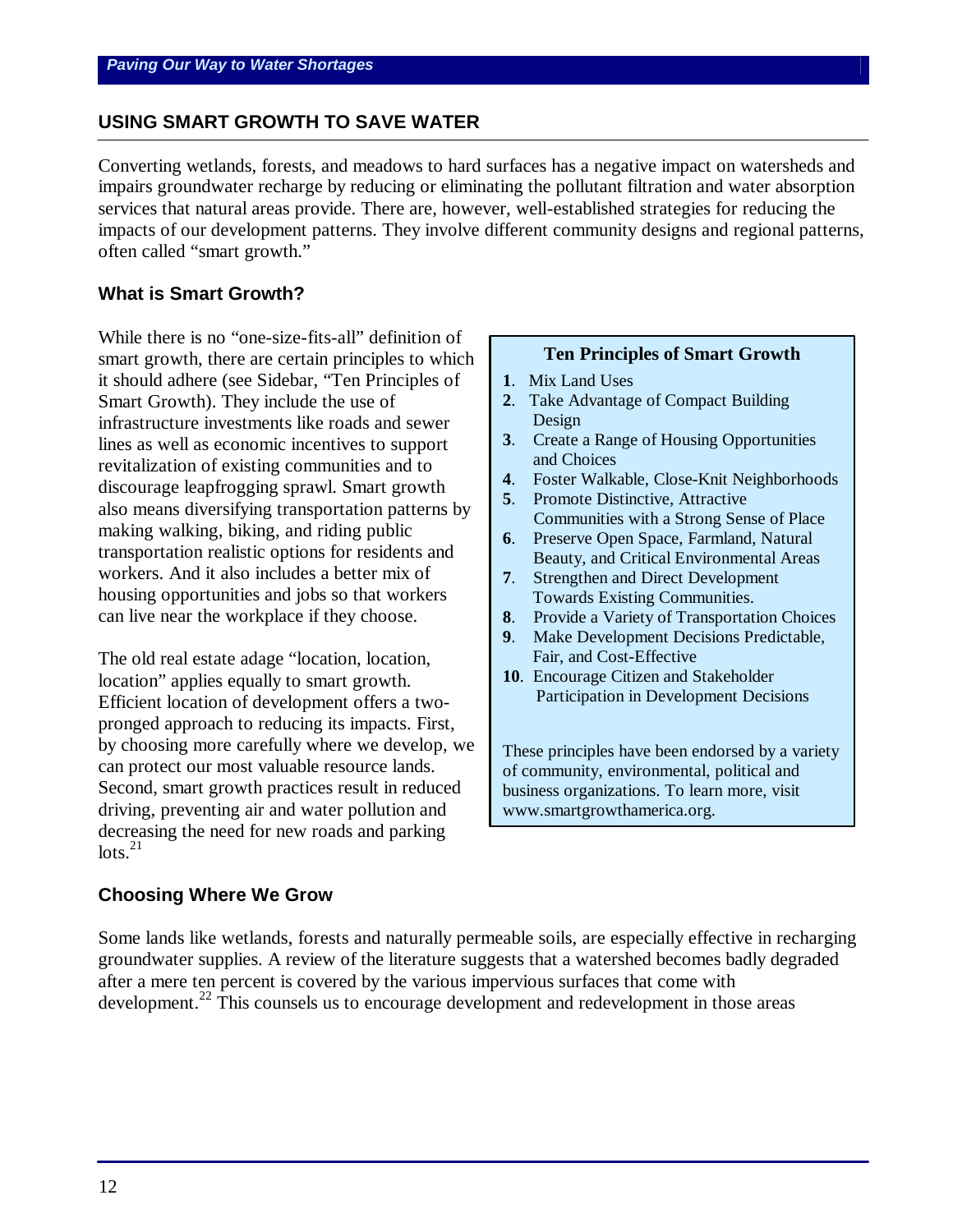## USING SMART GROWTH TO SAVE WATER

Converting wetlands, forests, and meadows to hard surfaces has a negative impact on watersheds and impairs groundwater recharge by reducing or eliminating the pollutant filtration and water absorption services that natural areas provide. There are, however, well-established strategies for reducing the impacts of our development patterns. They involve different community designs and regional patterns, often called "smart growth."

### What is Smart Growth?

While there is no "one-size-fits-all" definition of smart growth, there are certain principles to which it should adhere (see Sidebar, "Ten Principles of Smart Growth). They include the use of infrastructure investments like roads and sewer lines as well as economic incentives to support revitalization of existing communities and to discourage leapfrogging sprawl. Smart growth also means diversifying transportation patterns by making walking, biking, and riding public transportation realistic options for residents and workers. And it also includes a better mix of housing opportunities and jobs so that workers can live near the workplace if they choose.

The old real estate adage "location, location, location" applies equally to smart growth. Efficient location of development offers a two-pronged approach to reducing its impacts. First, by choosing more carefully where we develop, we can protect our most valuable resource lands. Second, smart growth practices result in reduced driving, preventing air and water pollution and decreasing the need for new roads and parking lots.[21]

> **Ten Principles of Smart Growth**
>
> **1**. Mix Land Uses
> **2**. Take Advantage of Compact Building Design
> **3**. Create a Range of Housing Opportunities and Choices
> **4**. Foster Walkable, Close-Knit Neighborhoods
> **5**. Promote Distinctive, Attractive Communities with a Strong Sense of Place
> **6**. Preserve Open Space, Farmland, Natural Beauty, and Critical Environmental Areas
> **7**. Strengthen and Direct Development Towards Existing Communities.
> **8**. Provide a Variety of Transportation Choices
> **9**. Make Development Decisions Predictable, Fair, and Cost-Effective
> **10**. Encourage Citizen and Stakeholder Participation in Development Decisions
>
> These principles have been endorsed by a variety of community, environmental, political and business organizations. To learn more, visit www.smartgrowthamerica.org.

### Choosing Where We Grow

Some lands like wetlands, forests and naturally permeable soils, are especially effective in recharging groundwater supplies. A review of the literature suggests that a watershed becomes badly degraded after a mere ten percent is covered by the various impervious surfaces that come with development.[22] This counsels us to encourage development and redevelopment in those areas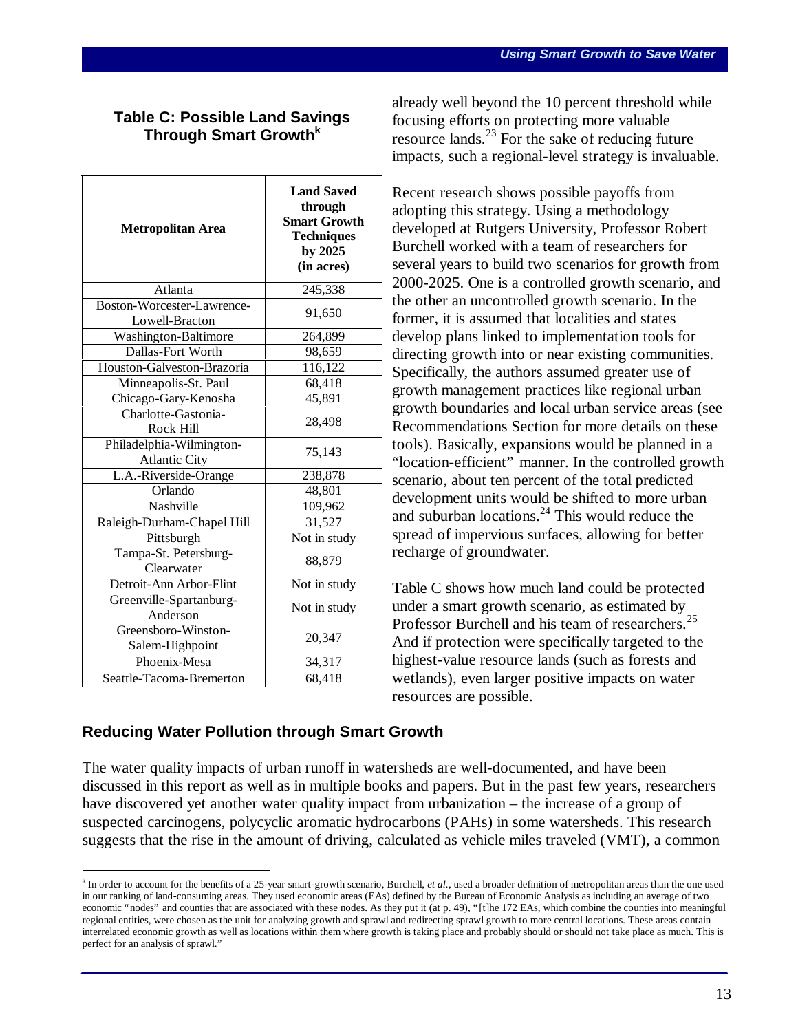### Table C: Possible Land Savings Through Smart Growth[k]

| Metropolitan Area | Land Saved through Smart Growth Techniques by 2025 (in acres) |
|---|---|
| Atlanta | 245,338 |
| Boston-Worcester-Lawrence-Lowell-Bracton | 91,650 |
| Washington-Baltimore | 264,899 |
| Dallas-Fort Worth | 98,659 |
| Houston-Galveston-Brazoria | 116,122 |
| Minneapolis-St. Paul | 68,418 |
| Chicago-Gary-Kenosha | 45,891 |
| Charlotte-Gastonia-Rock Hill | 28,498 |
| Philadelphia-Wilmington-Atlantic City | 75,143 |
| L.A.-Riverside-Orange | 238,878 |
| Orlando | 48,801 |
| Nashville | 109,962 |
| Raleigh-Durham-Chapel Hill | 31,527 |
| Pittsburgh | Not in study |
| Tampa-St. Petersburg-Clearwater | 88,879 |
| Detroit-Ann Arbor-Flint | Not in study |
| Greenville-Spartanburg-Anderson | Not in study |
| Greensboro-Winston-Salem-Highpoint | 20,347 |
| Phoenix-Mesa | 34,317 |
| Seattle-Tacoma-Bremerton | 68,418 |

already well beyond the 10 percent threshold while focusing efforts on protecting more valuable resource lands.[23] For the sake of reducing future impacts, such a regional-level strategy is invaluable.

Recent research shows possible payoffs from adopting this strategy. Using a methodology developed at Rutgers University, Professor Robert Burchell worked with a team of researchers for several years to build two scenarios for growth from 2000-2025. One is a controlled growth scenario, and the other an uncontrolled growth scenario. In the former, it is assumed that localities and states develop plans linked to implementation tools for directing growth into or near existing communities. Specifically, the authors assumed greater use of growth management practices like regional urban growth boundaries and local urban service areas (see Recommendations Section for more details on these tools). Basically, expansions would be planned in a "location-efficient" manner. In the controlled growth scenario, about ten percent of the total predicted development units would be shifted to more urban and suburban locations.[24] This would reduce the spread of impervious surfaces, allowing for better recharge of groundwater.

Table C shows how much land could be protected under a smart growth scenario, as estimated by Professor Burchell and his team of researchers.[25] And if protection were specifically targeted to the highest-value resource lands (such as forests and wetlands), even larger positive impacts on water resources are possible.

## Reducing Water Pollution through Smart Growth

The water quality impacts of urban runoff in watersheds are well-documented, and have been discussed in this report as well as in multiple books and papers. But in the past few years, researchers have discovered yet another water quality impact from urbanization – the increase of a group of suspected carcinogens, polycyclic aromatic hydrocarbons (PAHs) in some watersheds. This research suggests that the rise in the amount of driving, calculated as vehicle miles traveled (VMT), a common

[k] In order to account for the benefits of a 25-year smart-growth scenario, Burchell, *et al.*, used a broader definition of metropolitan areas than the one used in our ranking of land-consuming areas. They used economic areas (EAs) defined by the Bureau of Economic Analysis as including an average of two economic "nodes" and counties that are associated with these nodes. As they put it (at p. 49), "[t]he 172 EAs, which combine the counties into meaningful regional entities, were chosen as the unit for analyzing growth and sprawl and redirecting sprawl growth to more central locations. These areas contain interrelated economic growth as well as locations within them where growth is taking place and probably should or should not take place as much. This is perfect for an analysis of sprawl."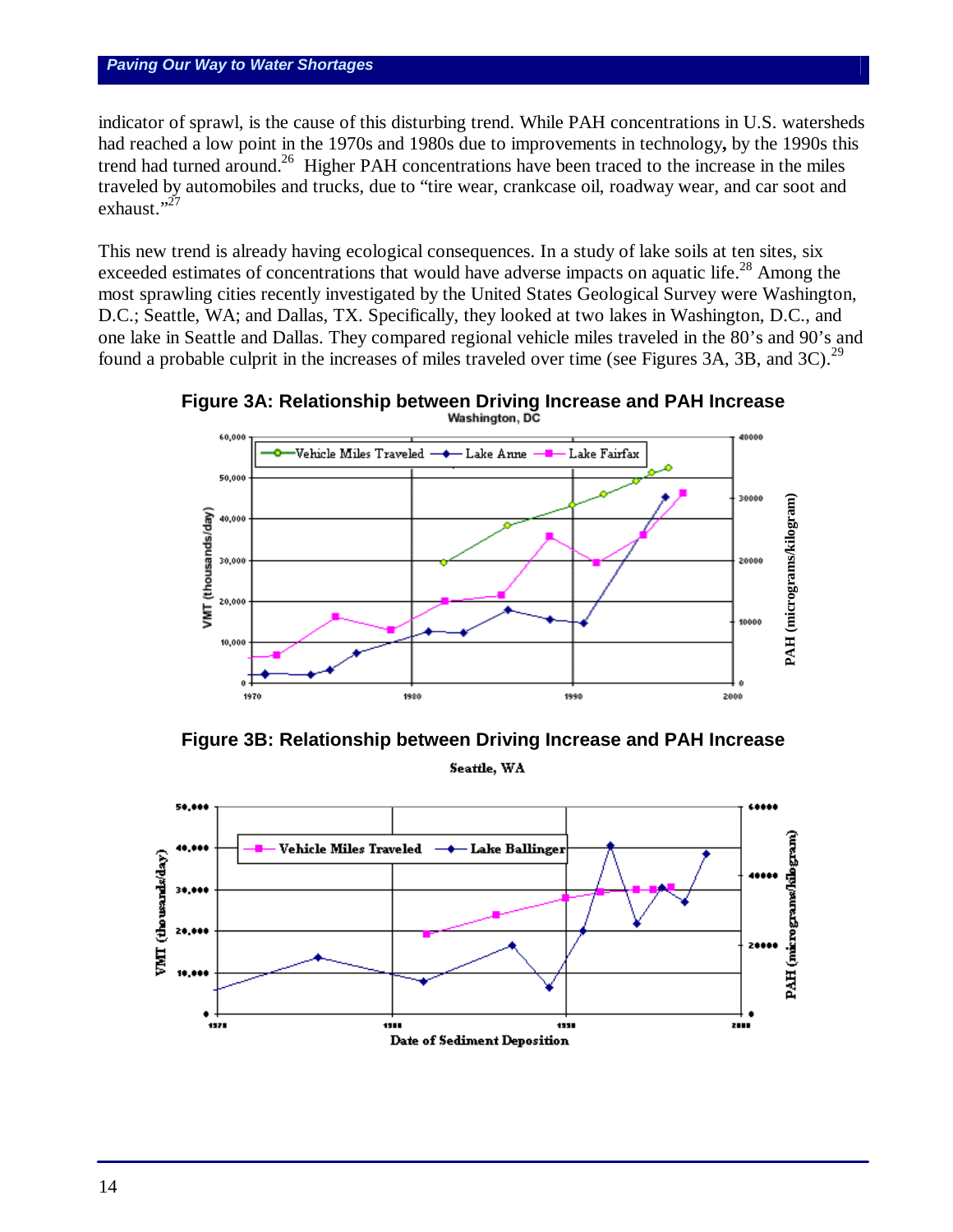indicator of sprawl, is the cause of this disturbing trend. While PAH concentrations in U.S. watersheds had reached a low point in the 1970s and 1980s due to improvements in technology, by the 1990s this trend had turned around.[26] Higher PAH concentrations have been traced to the increase in the miles traveled by automobiles and trucks, due to "tire wear, crankcase oil, roadway wear, and car soot and exhaust."[27]

This new trend is already having ecological consequences. In a study of lake soils at ten sites, six exceeded estimates of concentrations that would have adverse impacts on aquatic life.[28] Among the most sprawling cities recently investigated by the United States Geological Survey were Washington, D.C.; Seattle, WA; and Dallas, TX. Specifically, they looked at two lakes in Washington, D.C., and one lake in Seattle and Dallas. They compared regional vehicle miles traveled in the 80's and 90's and found a probable culprit in the increases of miles traveled over time (see Figures 3A, 3B, and 3C).[29]

**Figure 3A: Relationship between Driving Increase and PAH Increase**

**Figure 3B: Relationship between Driving Increase and PAH Increase**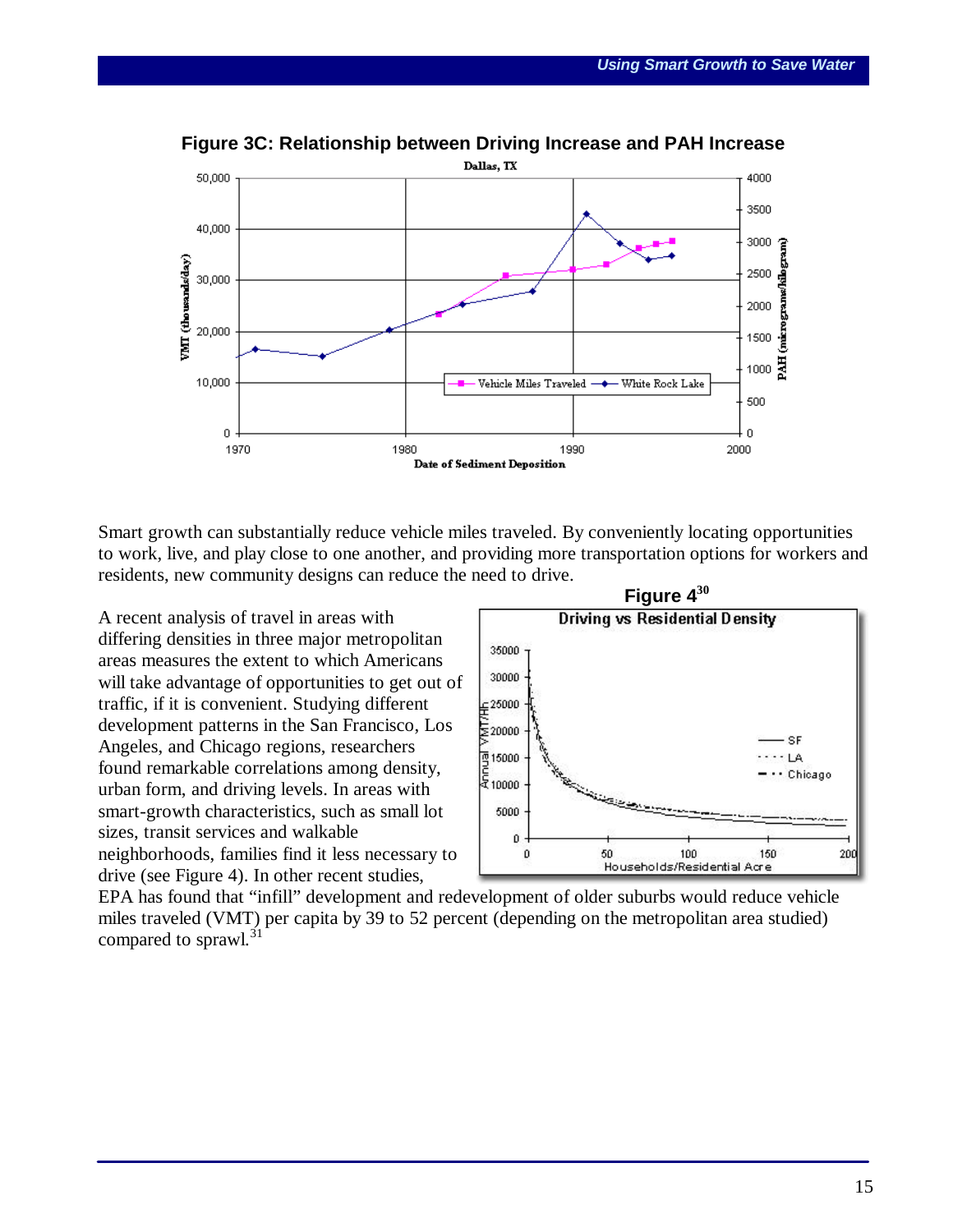**Figure 3C: Relationship between Driving Increase and PAH Increase**

Smart growth can substantially reduce vehicle miles traveled. By conveniently locating opportunities to work, live, and play close to one another, and providing more transportation options for workers and residents, new community designs can reduce the need to drive.

**Figure 4[30]**

A recent analysis of travel in areas with differing densities in three major metropolitan areas measures the extent to which Americans will take advantage of opportunities to get out of traffic, if it is convenient. Studying different development patterns in the San Francisco, Los Angeles, and Chicago regions, researchers found remarkable correlations among density, urban form, and driving levels. In areas with smart-growth characteristics, such as small lot sizes, transit services and walkable neighborhoods, families find it less necessary to drive (see Figure 4). In other recent studies, EPA has found that "infill" development and redevelopment of older suburbs would reduce vehicle miles traveled (VMT) per capita by 39 to 52 percent (depending on the metropolitan area studied) compared to sprawl.[31]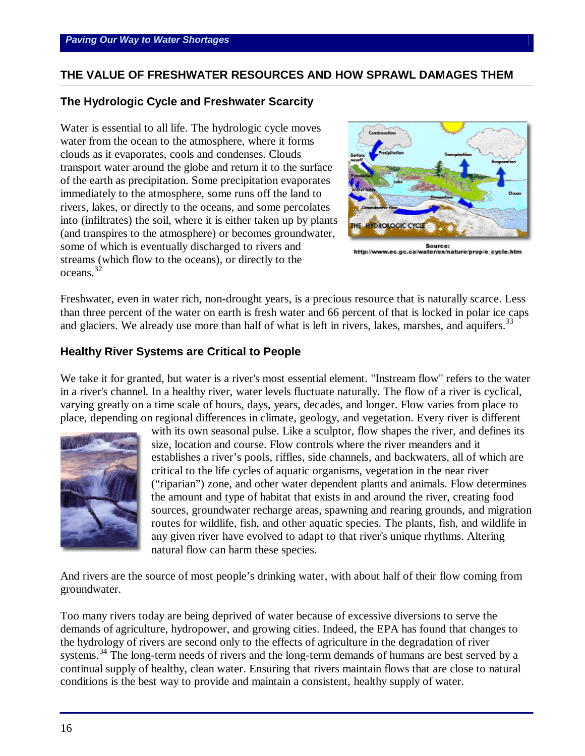## THE VALUE OF FRESHWATER RESOURCES AND HOW SPRAWL DAMAGES THEM

### The Hydrologic Cycle and Freshwater Scarcity

Water is essential to all life. The hydrologic cycle moves water from the ocean to the atmosphere, where it forms clouds as it evaporates, cools and condenses. Clouds transport water around the globe and return it to the surface of the earth as precipitation. Some precipitation evaporates immediately to the atmosphere, some runs off the land to rivers, lakes, or directly to the oceans, and some percolates into (infiltrates) the soil, where it is either taken up by plants (and transpires to the atmosphere) or becomes groundwater, some of which is eventually discharged to rivers and streams (which flow to the oceans), or directly to the oceans.[32]

Source: http://www.ec.gc.ca/water/en/nature/prop/e_cycle.htm

Freshwater, even in water rich, non-drought years, is a precious resource that is naturally scarce. Less than three percent of the water on earth is fresh water and 66 percent of that is locked in polar ice caps and glaciers. We already use more than half of what is left in rivers, lakes, marshes, and aquifers.[33]

### Healthy River Systems are Critical to People

We take it for granted, but water is a river's most essential element. "Instream flow" refers to the water in a river's channel. In a healthy river, water levels fluctuate naturally. The flow of a river is cyclical, varying greatly on a time scale of hours, days, years, decades, and longer. Flow varies from place to place, depending on regional differences in climate, geology, and vegetation. Every river is different with its own seasonal pulse. Like a sculptor, flow shapes the river, and defines its size, location and course. Flow controls where the river meanders and it establishes a river's pools, riffles, side channels, and backwaters, all of which are critical to the life cycles of aquatic organisms, vegetation in the near river ("riparian") zone, and other water dependent plants and animals. Flow determines the amount and type of habitat that exists in and around the river, creating food sources, groundwater recharge areas, spawning and rearing grounds, and migration routes for wildlife, fish, and other aquatic species. The plants, fish, and wildlife in any given river have evolved to adapt to that river's unique rhythms. Altering natural flow can harm these species.

And rivers are the source of most people's drinking water, with about half of their flow coming from groundwater.

Too many rivers today are being deprived of water because of excessive diversions to serve the demands of agriculture, hydropower, and growing cities. Indeed, the EPA has found that changes to the hydrology of rivers are second only to the effects of agriculture in the degradation of river systems.[34] The long-term needs of rivers and the long-term demands of humans are best served by a continual supply of healthy, clean water. Ensuring that rivers maintain flows that are close to natural conditions is the best way to provide and maintain a consistent, healthy supply of water.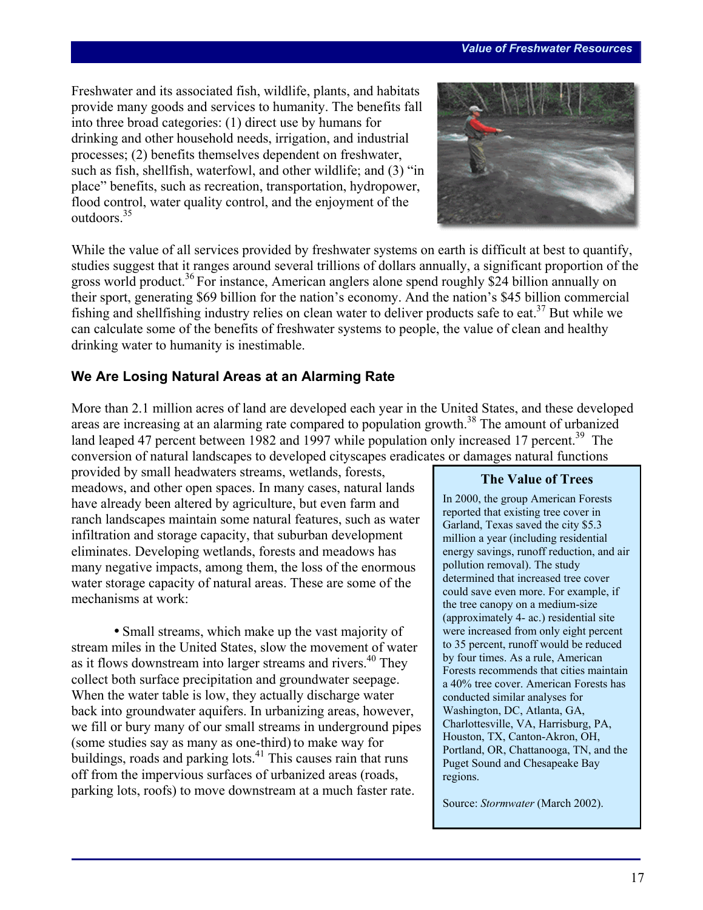Freshwater and its associated fish, wildlife, plants, and habitats provide many goods and services to humanity. The benefits fall into three broad categories: (1) direct use by humans for drinking and other household needs, irrigation, and industrial processes; (2) benefits themselves dependent on freshwater, such as fish, shellfish, waterfowl, and other wildlife; and (3) "in place" benefits, such as recreation, transportation, hydropower, flood control, water quality control, and the enjoyment of the outdoors.[35]

While the value of all services provided by freshwater systems on earth is difficult at best to quantify, studies suggest that it ranges around several trillions of dollars annually, a significant proportion of the gross world product.[36] For instance, American anglers alone spend roughly $24 billion annually on their sport, generating $69 billion for the nation's economy. And the nation's $45 billion commercial fishing and shellfishing industry relies on clean water to deliver products safe to eat.[37] But while we can calculate some of the benefits of freshwater systems to people, the value of clean and healthy drinking water to humanity is inestimable.

### We Are Losing Natural Areas at an Alarming Rate

More than 2.1 million acres of land are developed each year in the United States, and these developed areas are increasing at an alarming rate compared to population growth.[38] The amount of urbanized land leaped 47 percent between 1982 and 1997 while population only increased 17 percent.[39] The conversion of natural landscapes to developed cityscapes eradicates or damages natural functions provided by small headwaters streams, wetlands, forests, meadows, and other open spaces. In many cases, natural lands have already been altered by agriculture, but even farm and ranch landscapes maintain some natural features, such as water infiltration and storage capacity, that suburban development eliminates. Developing wetlands, forests and meadows has many negative impacts, among them, the loss of the enormous water storage capacity of natural areas. These are some of the mechanisms at work:

- Small streams, which make up the vast majority of stream miles in the United States, slow the movement of water as it flows downstream into larger streams and rivers.[40] They collect both surface precipitation and groundwater seepage. When the water table is low, they actually discharge water back into groundwater aquifers. In urbanizing areas, however, we fill or bury many of our small streams in underground pipes (some studies say as many as one-third) to make way for buildings, roads and parking lots.[41] This causes rain that runs off from the impervious surfaces of urbanized areas (roads, parking lots, roofs) to move downstream at a much faster rate.

**The Value of Trees**

In 2000, the group American Forests reported that existing tree cover in Garland, Texas saved the city $5.3 million a year (including residential energy savings, runoff reduction, and air pollution removal). The study determined that increased tree cover could save even more. For example, if the tree canopy on a medium-size (approximately 4- ac.) residential site were increased from only eight percent to 35 percent, runoff would be reduced by four times. As a rule, American Forests recommends that cities maintain a 40% tree cover. American Forests has conducted similar analyses for Washington, DC, Atlanta, GA, Charlottesville, VA, Harrisburg, PA, Houston, TX, Canton-Akron, OH, Portland, OR, Chattanooga, TN, and the Puget Sound and Chesapeake Bay regions.

Source: *Stormwater* (March 2002).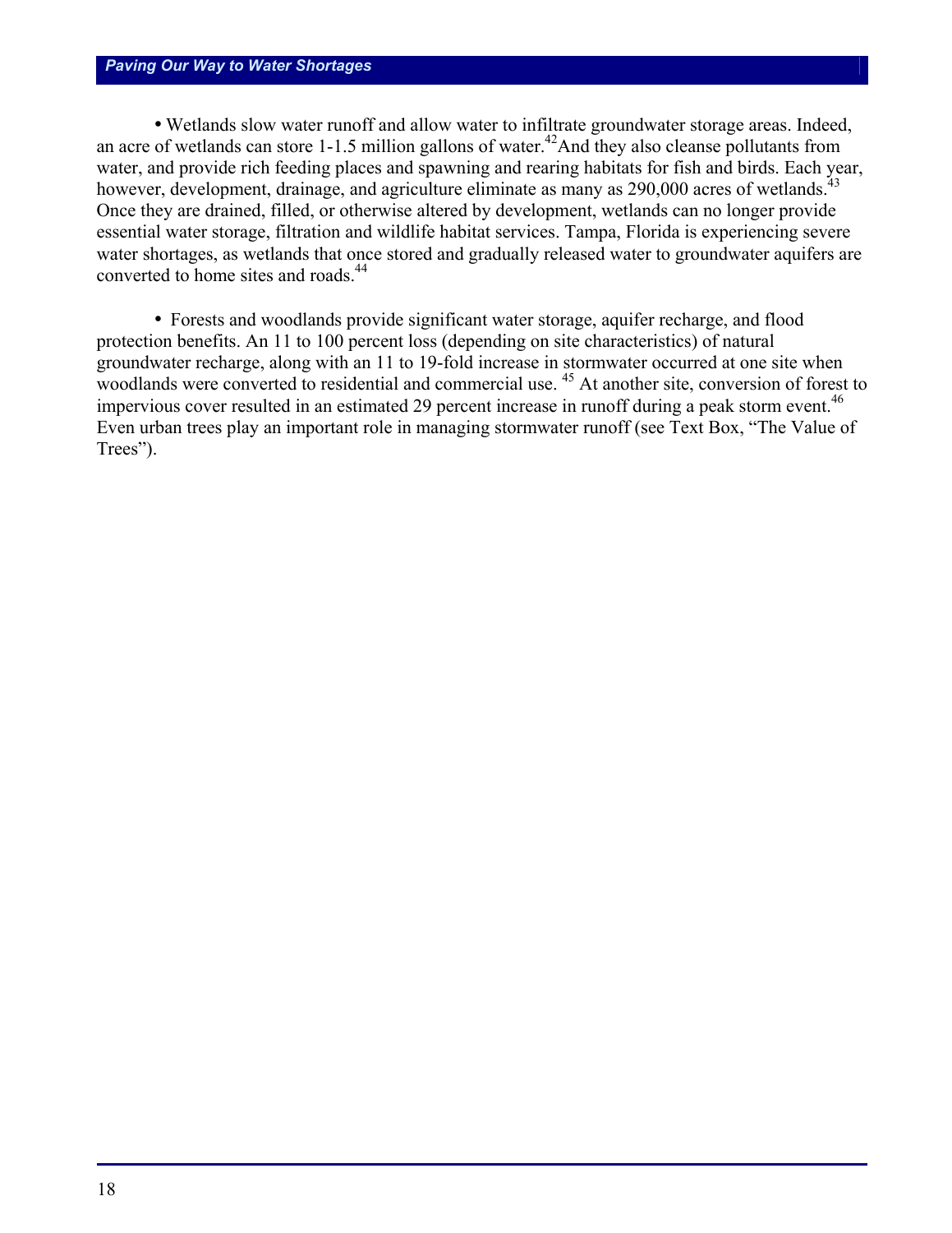- Wetlands slow water runoff and allow water to infiltrate groundwater storage areas. Indeed, an acre of wetlands can store 1-1.5 million gallons of water.[42] And they also cleanse pollutants from water, and provide rich feeding places and spawning and rearing habitats for fish and birds. Each year, however, development, drainage, and agriculture eliminate as many as 290,000 acres of wetlands.[43] Once they are drained, filled, or otherwise altered by development, wetlands can no longer provide essential water storage, filtration and wildlife habitat services. Tampa, Florida is experiencing severe water shortages, as wetlands that once stored and gradually released water to groundwater aquifers are converted to home sites and roads.[44]

- Forests and woodlands provide significant water storage, aquifer recharge, and flood protection benefits. An 11 to 100 percent loss (depending on site characteristics) of natural groundwater recharge, along with an 11 to 19-fold increase in stormwater occurred at one site when woodlands were converted to residential and commercial use.[45] At another site, conversion of forest to impervious cover resulted in an estimated 29 percent increase in runoff during a peak storm event.[46] Even urban trees play an important role in managing stormwater runoff (see Text Box, "The Value of Trees").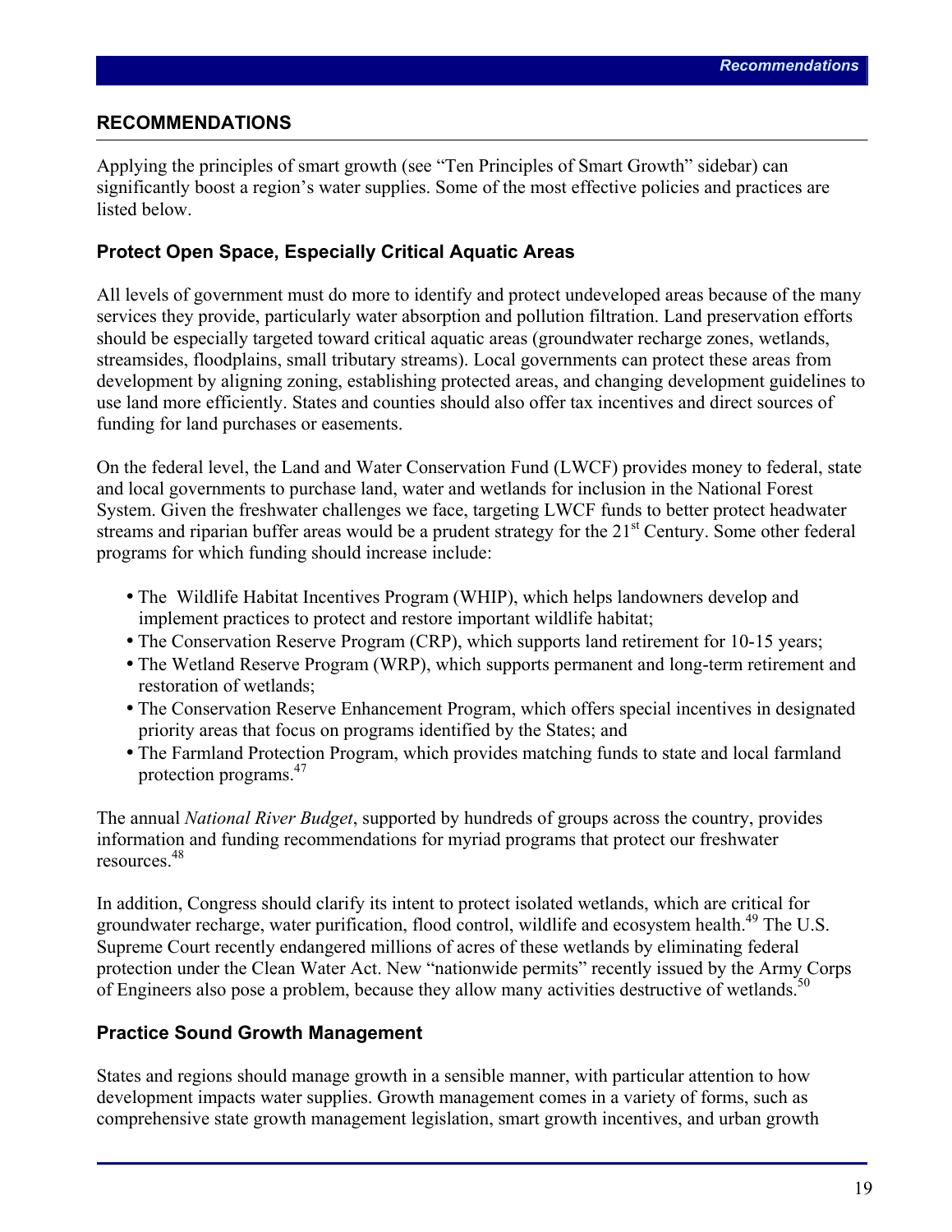## RECOMMENDATIONS

Applying the principles of smart growth (see "Ten Principles of Smart Growth" sidebar) can significantly boost a region's water supplies. Some of the most effective policies and practices are listed below.

### Protect Open Space, Especially Critical Aquatic Areas

All levels of government must do more to identify and protect undeveloped areas because of the many services they provide, particularly water absorption and pollution filtration. Land preservation efforts should be especially targeted toward critical aquatic areas (groundwater recharge zones, wetlands, streamsides, floodplains, small tributary streams). Local governments can protect these areas from development by aligning zoning, establishing protected areas, and changing development guidelines to use land more efficiently. States and counties should also offer tax incentives and direct sources of funding for land purchases or easements.

On the federal level, the Land and Water Conservation Fund (LWCF) provides money to federal, state and local governments to purchase land, water and wetlands for inclusion in the National Forest System. Given the freshwater challenges we face, targeting LWCF funds to better protect headwater streams and riparian buffer areas would be a prudent strategy for the 21st Century. Some other federal programs for which funding should increase include:

- The Wildlife Habitat Incentives Program (WHIP), which helps landowners develop and implement practices to protect and restore important wildlife habitat;
- The Conservation Reserve Program (CRP), which supports land retirement for 10-15 years;
- The Wetland Reserve Program (WRP), which supports permanent and long-term retirement and restoration of wetlands;
- The Conservation Reserve Enhancement Program, which offers special incentives in designated priority areas that focus on programs identified by the States; and
- The Farmland Protection Program, which provides matching funds to state and local farmland protection programs.[47]

The annual *National River Budget*, supported by hundreds of groups across the country, provides information and funding recommendations for myriad programs that protect our freshwater resources.[48]

In addition, Congress should clarify its intent to protect isolated wetlands, which are critical for groundwater recharge, water purification, flood control, wildlife and ecosystem health.[49] The U.S. Supreme Court recently endangered millions of acres of these wetlands by eliminating federal protection under the Clean Water Act. New "nationwide permits" recently issued by the Army Corps of Engineers also pose a problem, because they allow many activities destructive of wetlands.[50]

### Practice Sound Growth Management

States and regions should manage growth in a sensible manner, with particular attention to how development impacts water supplies. Growth management comes in a variety of forms, such as comprehensive state growth management legislation, smart growth incentives, and urban growth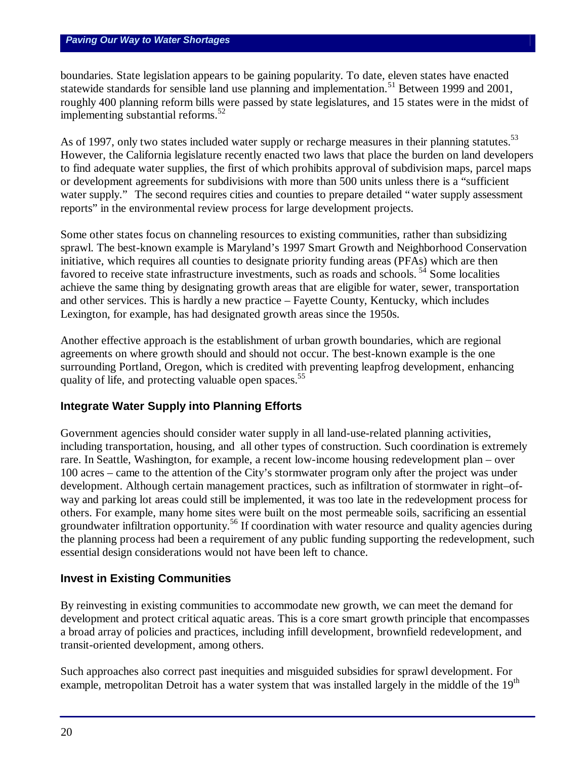boundaries. State legislation appears to be gaining popularity. To date, eleven states have enacted statewide standards for sensible land use planning and implementation.[51] Between 1999 and 2001, roughly 400 planning reform bills were passed by state legislatures, and 15 states were in the midst of implementing substantial reforms.[52]

As of 1997, only two states included water supply or recharge measures in their planning statutes.[53] However, the California legislature recently enacted two laws that place the burden on land developers to find adequate water supplies, the first of which prohibits approval of subdivision maps, parcel maps or development agreements for subdivisions with more than 500 units unless there is a "sufficient water supply." The second requires cities and counties to prepare detailed "water supply assessment reports" in the environmental review process for large development projects.

Some other states focus on channeling resources to existing communities, rather than subsidizing sprawl. The best-known example is Maryland's 1997 Smart Growth and Neighborhood Conservation initiative, which requires all counties to designate priority funding areas (PFAs) which are then favored to receive state infrastructure investments, such as roads and schools.[54] Some localities achieve the same thing by designating growth areas that are eligible for water, sewer, transportation and other services. This is hardly a new practice – Fayette County, Kentucky, which includes Lexington, for example, has had designated growth areas since the 1950s.

Another effective approach is the establishment of urban growth boundaries, which are regional agreements on where growth should and should not occur. The best-known example is the one surrounding Portland, Oregon, which is credited with preventing leapfrog development, enhancing quality of life, and protecting valuable open spaces.[55]

## Integrate Water Supply into Planning Efforts

Government agencies should consider water supply in all land-use-related planning activities, including transportation, housing, and all other types of construction. Such coordination is extremely rare. In Seattle, Washington, for example, a recent low-income housing redevelopment plan – over 100 acres – came to the attention of the City's stormwater program only after the project was under development. Although certain management practices, such as infiltration of stormwater in right–of-way and parking lot areas could still be implemented, it was too late in the redevelopment process for others. For example, many home sites were built on the most permeable soils, sacrificing an essential groundwater infiltration opportunity.[56] If coordination with water resource and quality agencies during the planning process had been a requirement of any public funding supporting the redevelopment, such essential design considerations would not have been left to chance.

## Invest in Existing Communities

By reinvesting in existing communities to accommodate new growth, we can meet the demand for development and protect critical aquatic areas. This is a core smart growth principle that encompasses a broad array of policies and practices, including infill development, brownfield redevelopment, and transit-oriented development, among others.

Such approaches also correct past inequities and misguided subsidies for sprawl development. For example, metropolitan Detroit has a water system that was installed largely in the middle of the 19th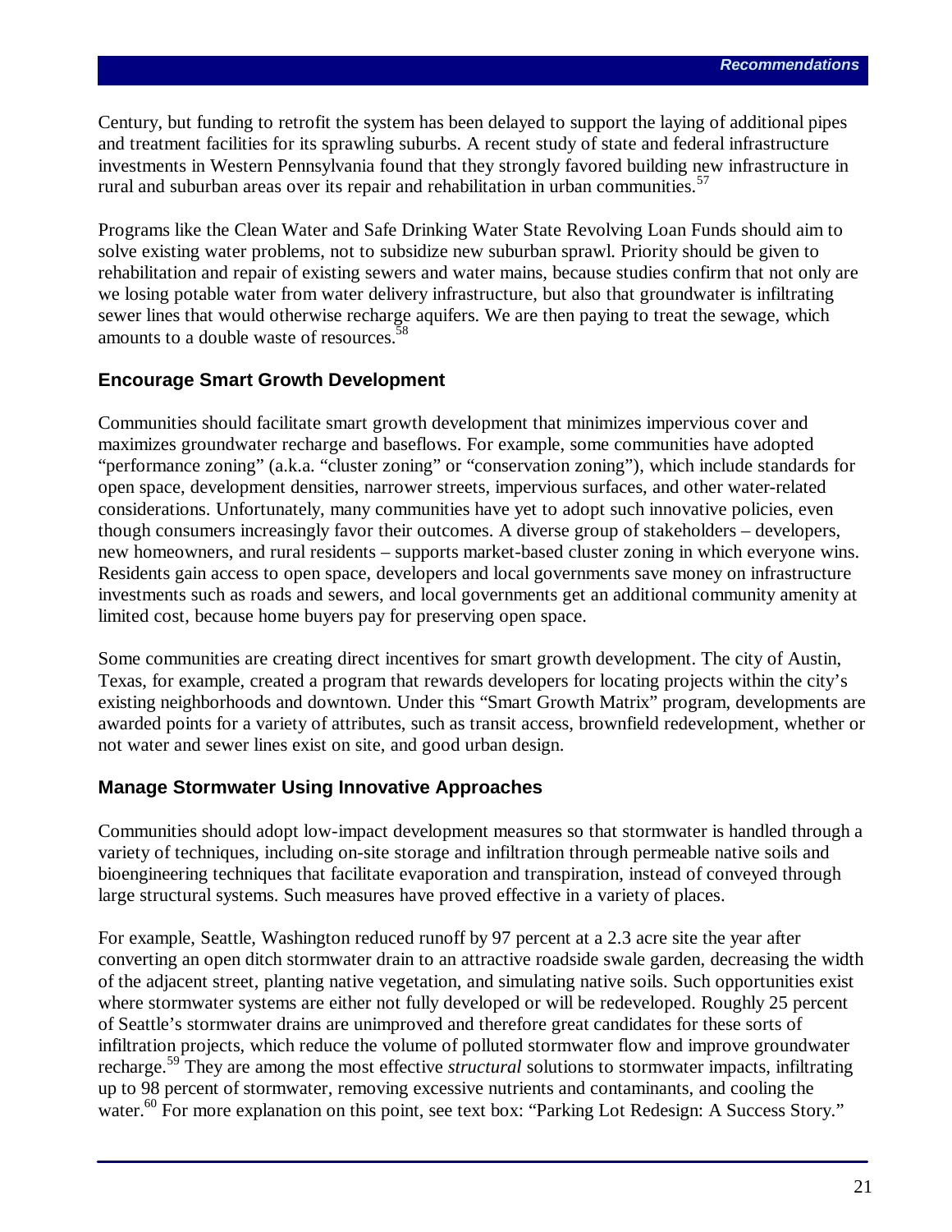Century, but funding to retrofit the system has been delayed to support the laying of additional pipes and treatment facilities for its sprawling suburbs. A recent study of state and federal infrastructure investments in Western Pennsylvania found that they strongly favored building new infrastructure in rural and suburban areas over its repair and rehabilitation in urban communities.[57]

Programs like the Clean Water and Safe Drinking Water State Revolving Loan Funds should aim to solve existing water problems, not to subsidize new suburban sprawl. Priority should be given to rehabilitation and repair of existing sewers and water mains, because studies confirm that not only are we losing potable water from water delivery infrastructure, but also that groundwater is infiltrating sewer lines that would otherwise recharge aquifers. We are then paying to treat the sewage, which amounts to a double waste of resources.[58]

### Encourage Smart Growth Development

Communities should facilitate smart growth development that minimizes impervious cover and maximizes groundwater recharge and baseflows. For example, some communities have adopted "performance zoning" (a.k.a. "cluster zoning" or "conservation zoning"), which include standards for open space, development densities, narrower streets, impervious surfaces, and other water-related considerations. Unfortunately, many communities have yet to adopt such innovative policies, even though consumers increasingly favor their outcomes. A diverse group of stakeholders – developers, new homeowners, and rural residents – supports market-based cluster zoning in which everyone wins. Residents gain access to open space, developers and local governments save money on infrastructure investments such as roads and sewers, and local governments get an additional community amenity at limited cost, because home buyers pay for preserving open space.

Some communities are creating direct incentives for smart growth development. The city of Austin, Texas, for example, created a program that rewards developers for locating projects within the city's existing neighborhoods and downtown. Under this "Smart Growth Matrix" program, developments are awarded points for a variety of attributes, such as transit access, brownfield redevelopment, whether or not water and sewer lines exist on site, and good urban design.

### Manage Stormwater Using Innovative Approaches

Communities should adopt low-impact development measures so that stormwater is handled through a variety of techniques, including on-site storage and infiltration through permeable native soils and bioengineering techniques that facilitate evaporation and transpiration, instead of conveyed through large structural systems. Such measures have proved effective in a variety of places.

For example, Seattle, Washington reduced runoff by 97 percent at a 2.3 acre site the year after converting an open ditch stormwater drain to an attractive roadside swale garden, decreasing the width of the adjacent street, planting native vegetation, and simulating native soils. Such opportunities exist where stormwater systems are either not fully developed or will be redeveloped. Roughly 25 percent of Seattle's stormwater drains are unimproved and therefore great candidates for these sorts of infiltration projects, which reduce the volume of polluted stormwater flow and improve groundwater recharge.[59] They are among the most effective *structural* solutions to stormwater impacts, infiltrating up to 98 percent of stormwater, removing excessive nutrients and contaminants, and cooling the water.[60] For more explanation on this point, see text box: "Parking Lot Redesign: A Success Story."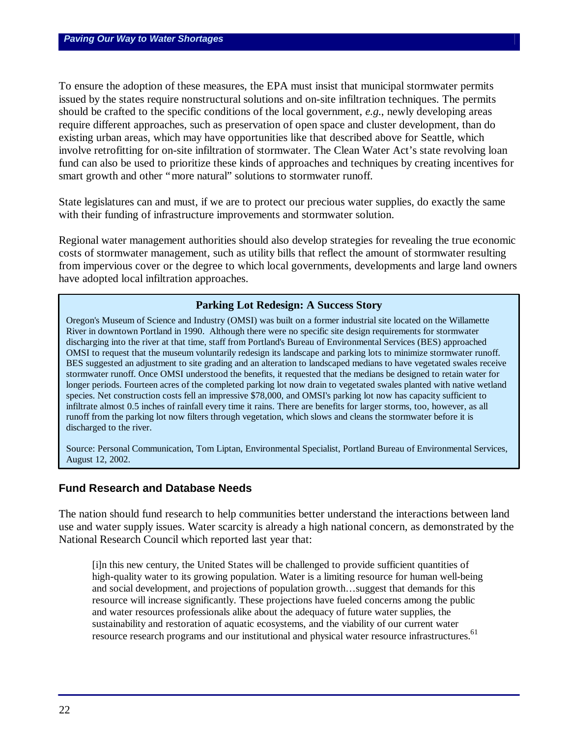To ensure the adoption of these measures, the EPA must insist that municipal stormwater permits issued by the states require nonstructural solutions and on-site infiltration techniques. The permits should be crafted to the specific conditions of the local government, *e.g.*, newly developing areas require different approaches, such as preservation of open space and cluster development, than do existing urban areas, which may have opportunities like that described above for Seattle, which involve retrofitting for on-site infiltration of stormwater. The Clean Water Act's state revolving loan fund can also be used to prioritize these kinds of approaches and techniques by creating incentives for smart growth and other "more natural" solutions to stormwater runoff.

State legislatures can and must, if we are to protect our precious water supplies, do exactly the same with their funding of infrastructure improvements and stormwater solution.

Regional water management authorities should also develop strategies for revealing the true economic costs of stormwater management, such as utility bills that reflect the amount of stormwater resulting from impervious cover or the degree to which local governments, developments and large land owners have adopted local infiltration approaches.

**Parking Lot Redesign: A Success Story**

Oregon's Museum of Science and Industry (OMSI) was built on a former industrial site located on the Willamette River in downtown Portland in 1990. Although there were no specific site design requirements for stormwater discharging into the river at that time, staff from Portland's Bureau of Environmental Services (BES) approached OMSI to request that the museum voluntarily redesign its landscape and parking lots to minimize stormwater runoff. BES suggested an adjustment to site grading and an alteration to landscaped medians to have vegetated swales receive stormwater runoff. Once OMSI understood the benefits, it requested that the medians be designed to retain water for longer periods. Fourteen acres of the completed parking lot now drain to vegetated swales planted with native wetland species. Net construction costs fell an impressive $78,000, and OMSI's parking lot now has capacity sufficient to infiltrate almost 0.5 inches of rainfall every time it rains. There are benefits for larger storms, too, however, as all runoff from the parking lot now filters through vegetation, which slows and cleans the stormwater before it is discharged to the river.

Source: Personal Communication, Tom Liptan, Environmental Specialist, Portland Bureau of Environmental Services, August 12, 2002.

## Fund Research and Database Needs

The nation should fund research to help communities better understand the interactions between land use and water supply issues. Water scarcity is already a high national concern, as demonstrated by the National Research Council which reported last year that:

> [i]n this new century, the United States will be challenged to provide sufficient quantities of high-quality water to its growing population. Water is a limiting resource for human well-being and social development, and projections of population growth…suggest that demands for this resource will increase significantly. These projections have fueled concerns among the public and water resources professionals alike about the adequacy of future water supplies, the sustainability and restoration of aquatic ecosystems, and the viability of our current water resource research programs and our institutional and physical water resource infrastructures.[61]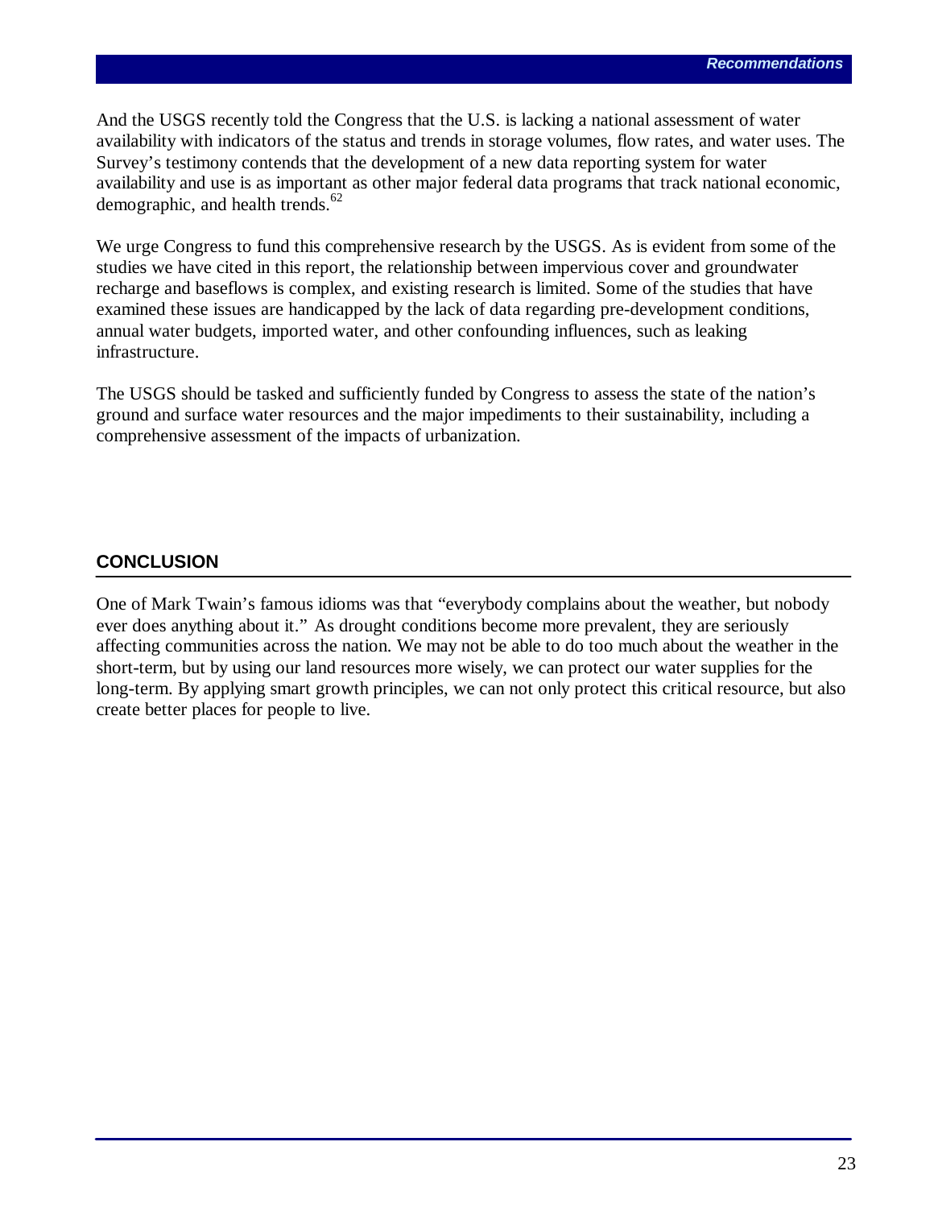And the USGS recently told the Congress that the U.S. is lacking a national assessment of water availability with indicators of the status and trends in storage volumes, flow rates, and water uses. The Survey's testimony contends that the development of a new data reporting system for water availability and use is as important as other major federal data programs that track national economic, demographic, and health trends.[62]

We urge Congress to fund this comprehensive research by the USGS. As is evident from some of the studies we have cited in this report, the relationship between impervious cover and groundwater recharge and baseflows is complex, and existing research is limited. Some of the studies that have examined these issues are handicapped by the lack of data regarding pre-development conditions, annual water budgets, imported water, and other confounding influences, such as leaking infrastructure.

The USGS should be tasked and sufficiently funded by Congress to assess the state of the nation's ground and surface water resources and the major impediments to their sustainability, including a comprehensive assessment of the impacts of urbanization.

## CONCLUSION

One of Mark Twain's famous idioms was that "everybody complains about the weather, but nobody ever does anything about it." As drought conditions become more prevalent, they are seriously affecting communities across the nation. We may not be able to do too much about the weather in the short-term, but by using our land resources more wisely, we can protect our water supplies for the long-term. By applying smart growth principles, we can not only protect this critical resource, but also create better places for people to live.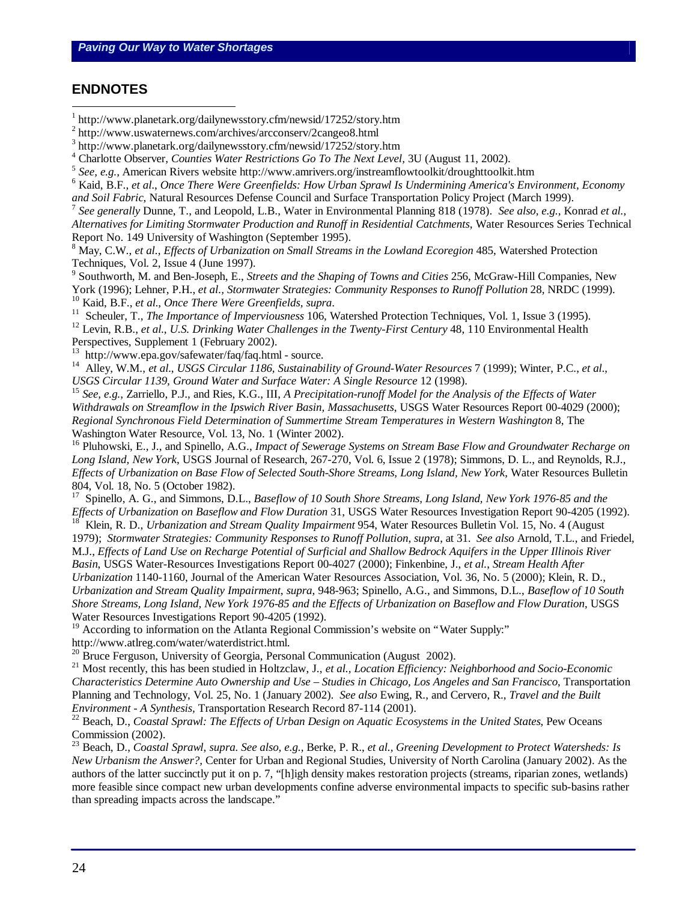## ENDNOTES

[1] http://www.planetark.org/dailynewsstory.cfm/newsid/17252/story.htm

[2] http://www.uswaternews.com/archives/arcconserv/2cangeo8.html

[3] http://www.planetark.org/dailynewsstory.cfm/newsid/17252/story.htm

[4] Charlotte Observer, *Counties Water Restrictions Go To The Next Level,* 3U (August 11, 2002).

[5] *See, e.g.*, American Rivers website http://www.amrivers.org/instreamflowtoolkit/droughttoolkit.htm

[6] Kaid, B.F., *et al*., *Once There Were Greenfields: How Urban Sprawl Is Undermining America's Environment, Economy and Soil Fabric*, Natural Resources Defense Council and Surface Transportation Policy Project (March 1999).

[7] *See generally* Dunne, T., and Leopold, L.B., Water in Environmental Planning 818 (1978). *See also, e.g.,* Konrad *et al., Alternatives for Limiting Stormwater Production and Runoff in Residential Catchments*, Water Resources Series Technical Report No. 149 University of Washington (September 1995).

[8] May, C.W., *et al.*, *Effects of Urbanization on Small Streams in the Lowland Ecoregion* 485, Watershed Protection Techniques, Vol. 2, Issue 4 (June 1997).

[9] Southworth, M. and Ben-Joseph, E., *Streets and the Shaping of Towns and Cities* 256, McGraw-Hill Companies, New York (1996); Lehner, P.H., *et al., Stormwater Strategies: Community Responses to Runoff Pollution* 28, NRDC (1999).

[10] Kaid, B.F., *et al*., *Once There Were Greenfields, supra*.

[11] Scheuler, T., *The Importance of Imperviousness* 106, Watershed Protection Techniques, Vol. 1, Issue 3 (1995).

[12] Levin, R.B., *et al*., *U.S. Drinking Water Challenges in the Twenty-First Century* 48, 110 Environmental Health Perspectives, Supplement 1 (February 2002).

[13] http://www.epa.gov/safewater/faq/faq.html - source.

[14] Alley, W.M., *et al*., *USGS Circular 1186, Sustainability of Ground-Water Resources* 7 (1999); Winter, P.C., *et al*., *USGS Circular 1139, Ground Water and Surface Water: A Single Resource* 12 (1998).

[15] *See, e.g.*, Zarriello, P.J., and Ries, K.G., III, *A Precipitation-runoff Model for the Analysis of the Effects of Water Withdrawals on Streamflow in the Ipswich River Basin, Massachusetts*, USGS Water Resources Report 00-4029 (2000); *Regional Synchronous Field Determination of Summertime Stream Temperatures in Western Washington* 8, The Washington Water Resource, Vol. 13, No. 1 (Winter 2002).

[16] Pluhowski, E., J., and Spinello, A.G., *Impact of Sewerage Systems on Stream Base Flow and Groundwater Recharge on Long Island, New York*, USGS Journal of Research, 267-270, Vol. 6, Issue 2 (1978); Simmons, D. L., and Reynolds, R.J., *Effects of Urbanization on Base Flow of Selected South-Shore Streams, Long Island, New York*, Water Resources Bulletin 804, Vol. 18, No. 5 (October 1982).

[17] Spinello, A. G., and Simmons, D.L., *Baseflow of 10 South Shore Streams, Long Island, New York 1976-85 and the Effects of Urbanization on Baseflow and Flow Duration* 31, USGS Water Resources Investigation Report 90-4205 (1992).

[18] Klein, R. D., *Urbanization and Stream Quality Impairment* 954, Water Resources Bulletin Vol. 15, No. 4 (August 1979); *Stormwater Strategies: Community Responses to Runoff Pollution*, *supra*, at 31. *See also* Arnold, T.L., and Friedel, M.J., *Effects of Land Use on Recharge Potential of Surficial and Shallow Bedrock Aquifers in the Upper Illinois River Basin*, USGS Water-Resources Investigations Report 00-4027 (2000); Finkenbine, J., *et al.*, *Stream Health After Urbanization* 1140-1160, Journal of the American Water Resources Association, Vol. 36, No. 5 (2000); Klein, R. D., *Urbanization and Stream Quality Impairment*, *supra*, 948-963; Spinello, A.G., and Simmons, D.L., *Baseflow of 10 South Shore Streams, Long Island, New York 1976-85 and the Effects of Urbanization on Baseflow and Flow Duration*, USGS Water Resources Investigations Report 90-4205 (1992).

[19] According to information on the Atlanta Regional Commission's website on "Water Supply:" http://www.atlreg.com/water/waterdistrict.html.

[20] Bruce Ferguson, University of Georgia, Personal Communication (August 2002).

[21] Most recently, this has been studied in Holtzclaw, J., *et al., Location Efficiency: Neighborhood and Socio-Economic Characteristics Determine Auto Ownership and Use – Studies in Chicago, Los Angeles and San Francisco*, Transportation Planning and Technology, Vol. 25, No. 1 (January 2002). *See also* Ewing, R., and Cervero, R., *Travel and the Built Environment - A Synthesis,* Transportation Research Record 87-114 (2001).

[22] Beach, D., *Coastal Sprawl: The Effects of Urban Design on Aquatic Ecosystems in the United States*, Pew Oceans Commission (2002).

[23] Beach, D., *Coastal Sprawl*, *supra. See also, e.g.*, Berke, P. R., *et al., Greening Development to Protect Watersheds: Is New Urbanism the Answer?*, Center for Urban and Regional Studies, University of North Carolina (January 2002). As the authors of the latter succinctly put it on p. 7, "[h]igh density makes restoration projects (streams, riparian zones, wetlands) more feasible since compact new urban developments confine adverse environmental impacts to specific sub-basins rather than spreading impacts across the landscape."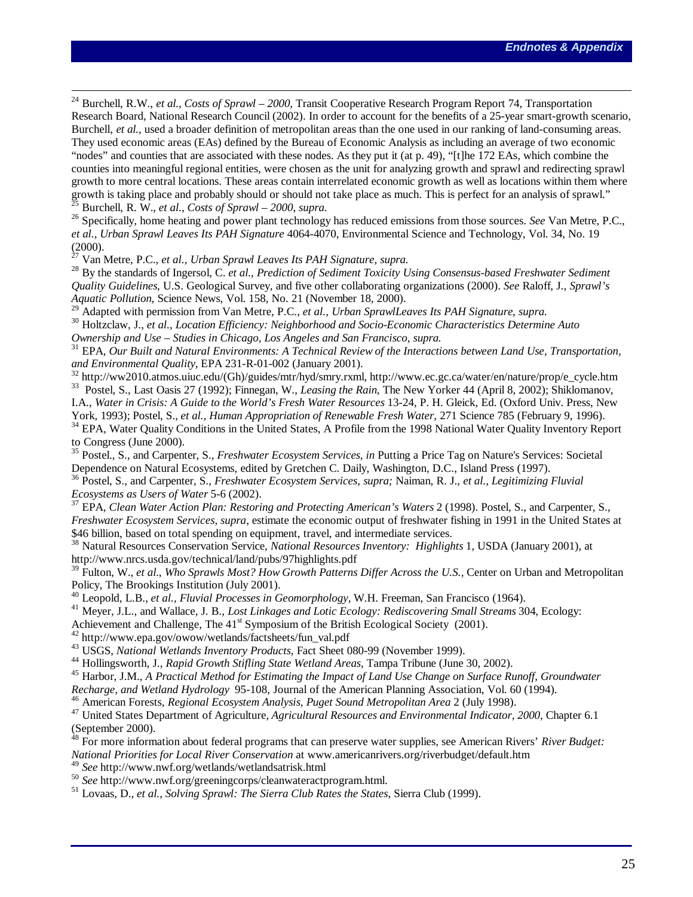[24] Burchell, R.W., *et al.*, *Costs of Sprawl – 2000*, Transit Cooperative Research Program Report 74, Transportation Research Board, National Research Council (2002). In order to account for the benefits of a 25-year smart-growth scenario, Burchell, *et al.*, used a broader definition of metropolitan areas than the one used in our ranking of land-consuming areas. They used economic areas (EAs) defined by the Bureau of Economic Analysis as including an average of two economic "nodes" and counties that are associated with these nodes. As they put it (at p. 49), "[t]he 172 EAs, which combine the counties into meaningful regional entities, were chosen as the unit for analyzing growth and sprawl and redirecting sprawl growth to more central locations. These areas contain interrelated economic growth as well as locations within them where growth is taking place and probably should or should not take place as much. This is perfect for an analysis of sprawl."

[25] Burchell, R. W., *et al.*, *Costs of Sprawl – 2000, supra.*

[26] Specifically, home heating and power plant technology has reduced emissions from those sources. *See* Van Metre, P.C., *et al., Urban Sprawl Leaves Its PAH Signature* 4064-4070, Environmental Science and Technology, Vol. 34, No. 19 (2000).

[27] Van Metre, P.C., *et al., Urban Sprawl Leaves Its PAH Signature, supra.*

[28] By the standards of Ingersol, C. *et al.*, *Prediction of Sediment Toxicity Using Consensus-based Freshwater Sediment Quality Guidelines*, U.S. Geological Survey, and five other collaborating organizations (2000). *See* Raloff, J., *Sprawl's Aquatic Pollution,* Science News, Vol. 158, No. 21 (November 18, 2000).

[29] Adapted with permission from Van Metre, P.C., *et al., Urban SprawlLeaves Its PAH Signature*, *supra.*

[30] Holtzclaw, J., *et al., Location Efficiency: Neighborhood and Socio-Economic Characteristics Determine Auto Ownership and Use – Studies in Chicago, Los Angeles and San Francisco, supra.*

[31] EPA, *Our Built and Natural Environments: A Technical Review of the Interactions between Land Use, Transportation, and Environmental Quality*, EPA 231-R-01-002 (January 2001).

[32] http://ww2010.atmos.uiuc.edu/(Gh)/guides/mtr/hyd/smry.rxml, http://www.ec.gc.ca/water/en/nature/prop/e_cycle.htm

[33] Postel, S., Last Oasis 27 (1992); Finnegan, W., *Leasing the Rain*, The New Yorker 44 (April 8, 2002); Shiklomanov, I.A., *Water in Crisis: A Guide to the World's Fresh Water Resources* 13-24, P. H. Gleick, Ed. (Oxford Univ. Press, New York, 1993); Postel, S., *et al., Human Appropriation of Renewable Fresh Water*, 271 Science 785 (February 9, 1996).

[34] EPA, Water Quality Conditions in the United States, A Profile from the 1998 National Water Quality Inventory Report to Congress (June 2000).

[35] Postel., S., and Carpenter, S., *Freshwater Ecosystem Services*, *in* Putting a Price Tag on Nature's Services: Societal Dependence on Natural Ecosystems, edited by Gretchen C. Daily, Washington, D.C., Island Press (1997).

[36] Postel, S., and Carpenter, S., *Freshwater Ecosystem Services*, *supra;* Naiman, R. J., *et al., Legitimizing Fluvial Ecosystems as Users of Water* 5-6 (2002).

[37] EPA, *Clean Water Action Plan: Restoring and Protecting American's Waters* 2 (1998). Postel, S., and Carpenter, S., *Freshwater Ecosystem Services*, *supra*, estimate the economic output of freshwater fishing in 1991 in the United States at $46 billion, based on total spending on equipment, travel, and intermediate services.

[38] Natural Resources Conservation Service, *National Resources Inventory: Highlights* 1, USDA (January 2001), at http://www.nrcs.usda.gov/technical/land/pubs/97highlights.pdf

[39] Fulton, W., *et al*., *Who Sprawls Most? How Growth Patterns Differ Across the U.S.,* Center on Urban and Metropolitan Policy, The Brookings Institution (July 2001).

[40] Leopold, L.B., *et al., Fluvial Processes in Geomorphology*, W.H. Freeman, San Francisco (1964).

[41] Meyer, J.L., and Wallace, J. B., *Lost Linkages and Lotic Ecology: Rediscovering Small Streams* 304, Ecology: Achievement and Challenge, The 41st Symposium of the British Ecological Society (2001).

[42] http://www.epa.gov/owow/wetlands/factsheets/fun_val.pdf

[43] USGS, *National Wetlands Inventory Products*, Fact Sheet 080-99 (November 1999).

[44] Hollingsworth, J., *Rapid Growth Stifling State Wetland Areas*, Tampa Tribune (June 30, 2002).

[45] Harbor, J.M., *A Practical Method for Estimating the Impact of Land Use Change on Surface Runoff, Groundwater Recharge, and Wetland Hydrology* 95-108, Journal of the American Planning Association, Vol. 60 (1994).

[46] American Forests, *Regional Ecosystem Analysis, Puget Sound Metropolitan Area* 2 (July 1998).

[47] United States Department of Agriculture, *Agricultural Resources and Environmental Indicator, 2000*, Chapter 6.1 (September 2000).

[48] For more information about federal programs that can preserve water supplies, see American Rivers' *River Budget: National Priorities for Local River Conservation* at www.americanrivers.org/riverbudget/default.htm

[49] *See* http://www.nwf.org/wetlands/wetlandsatrisk.html

[50] *See* http://www.nwf.org/greeningcorps/cleanwateractprogram.html.

[51] Lovaas, D., *et al.*, *Solving Sprawl: The Sierra Club Rates the States*, Sierra Club (1999).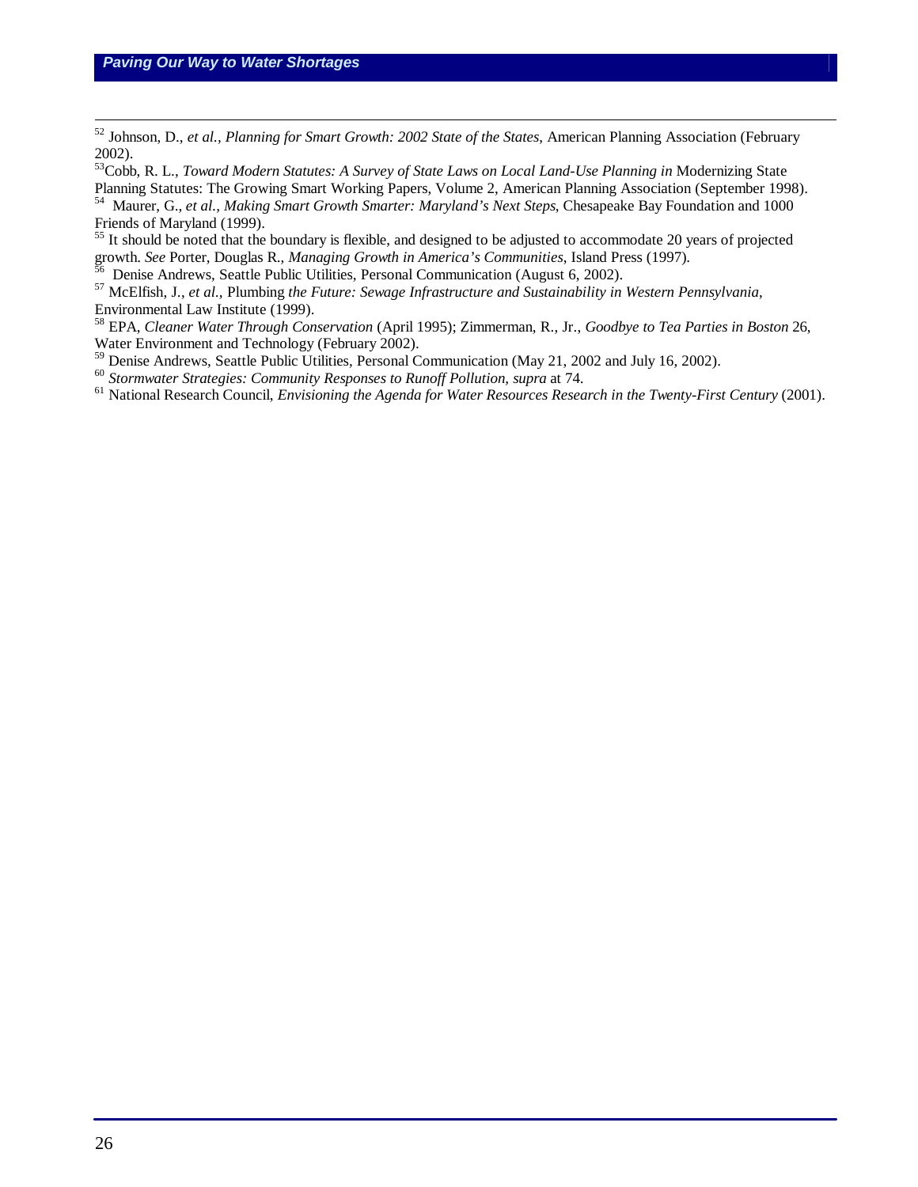[52] Johnson, D., *et al., Planning for Smart Growth: 2002 State of the States*, American Planning Association (February 2002).

[53] Cobb, R. L., *Toward Modern Statutes: A Survey of State Laws on Local Land-Use Planning in* Modernizing State Planning Statutes: The Growing Smart Working Papers, Volume 2, American Planning Association (September 1998).

[54] Maurer, G., *et al., Making Smart Growth Smarter: Maryland's Next Steps*, Chesapeake Bay Foundation and 1000 Friends of Maryland (1999).

[55] It should be noted that the boundary is flexible, and designed to be adjusted to accommodate 20 years of projected growth. *See* Porter, Douglas R., *Managing Growth in America's Communities*, Island Press (1997).

[56] Denise Andrews, Seattle Public Utilities, Personal Communication (August 6, 2002).

[57] McElfish, J., *et al.*, Plumbing *the Future: Sewage Infrastructure and Sustainability in Western Pennsylvania*, Environmental Law Institute (1999).

[58] EPA, *Cleaner Water Through Conservation* (April 1995); Zimmerman, R., Jr., *Goodbye to Tea Parties in Boston* 26, Water Environment and Technology (February 2002).

[59] Denise Andrews, Seattle Public Utilities, Personal Communication (May 21, 2002 and July 16, 2002).

[60] *Stormwater Strategies: Community Responses to Runoff Pollution, supra* at 74.

[61] National Research Council, *Envisioning the Agenda for Water Resources Research in the Twenty-First Century* (2001).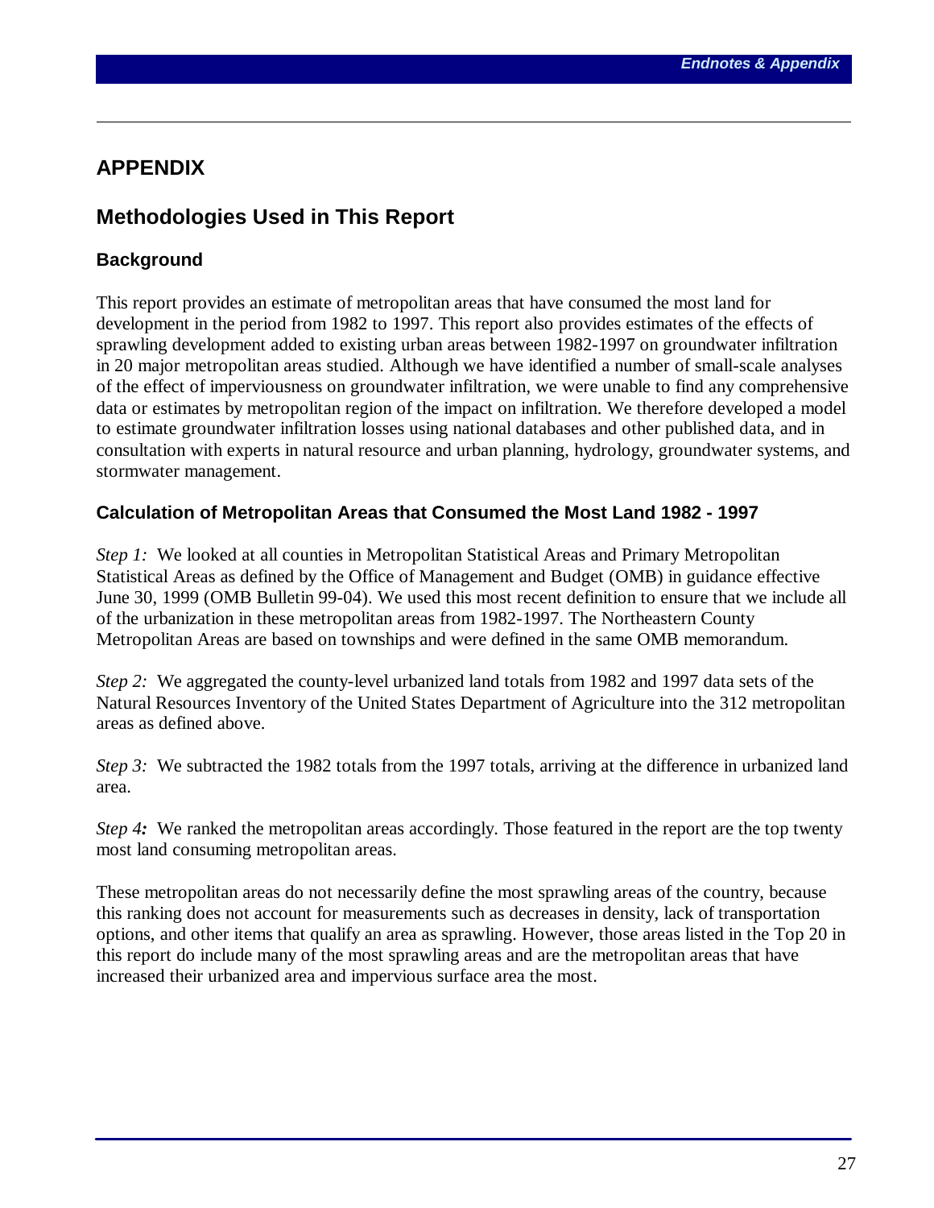# APPENDIX

## Methodologies Used in This Report

### Background

This report provides an estimate of metropolitan areas that have consumed the most land for development in the period from 1982 to 1997. This report also provides estimates of the effects of sprawling development added to existing urban areas between 1982-1997 on groundwater infiltration in 20 major metropolitan areas studied. Although we have identified a number of small-scale analyses of the effect of imperviousness on groundwater infiltration, we were unable to find any comprehensive data or estimates by metropolitan region of the impact on infiltration. We therefore developed a model to estimate groundwater infiltration losses using national databases and other published data, and in consultation with experts in natural resource and urban planning, hydrology, groundwater systems, and stormwater management.

### Calculation of Metropolitan Areas that Consumed the Most Land 1982 - 1997

*Step 1:* We looked at all counties in Metropolitan Statistical Areas and Primary Metropolitan Statistical Areas as defined by the Office of Management and Budget (OMB) in guidance effective June 30, 1999 (OMB Bulletin 99-04). We used this most recent definition to ensure that we include all of the urbanization in these metropolitan areas from 1982-1997. The Northeastern County Metropolitan Areas are based on townships and were defined in the same OMB memorandum.

*Step 2:* We aggregated the county-level urbanized land totals from 1982 and 1997 data sets of the Natural Resources Inventory of the United States Department of Agriculture into the 312 metropolitan areas as defined above.

*Step 3:* We subtracted the 1982 totals from the 1997 totals, arriving at the difference in urbanized land area.

*Step 4:* We ranked the metropolitan areas accordingly. Those featured in the report are the top twenty most land consuming metropolitan areas.

These metropolitan areas do not necessarily define the most sprawling areas of the country, because this ranking does not account for measurements such as decreases in density, lack of transportation options, and other items that qualify an area as sprawling. However, those areas listed in the Top 20 in this report do include many of the most sprawling areas and are the metropolitan areas that have increased their urbanized area and impervious surface area the most.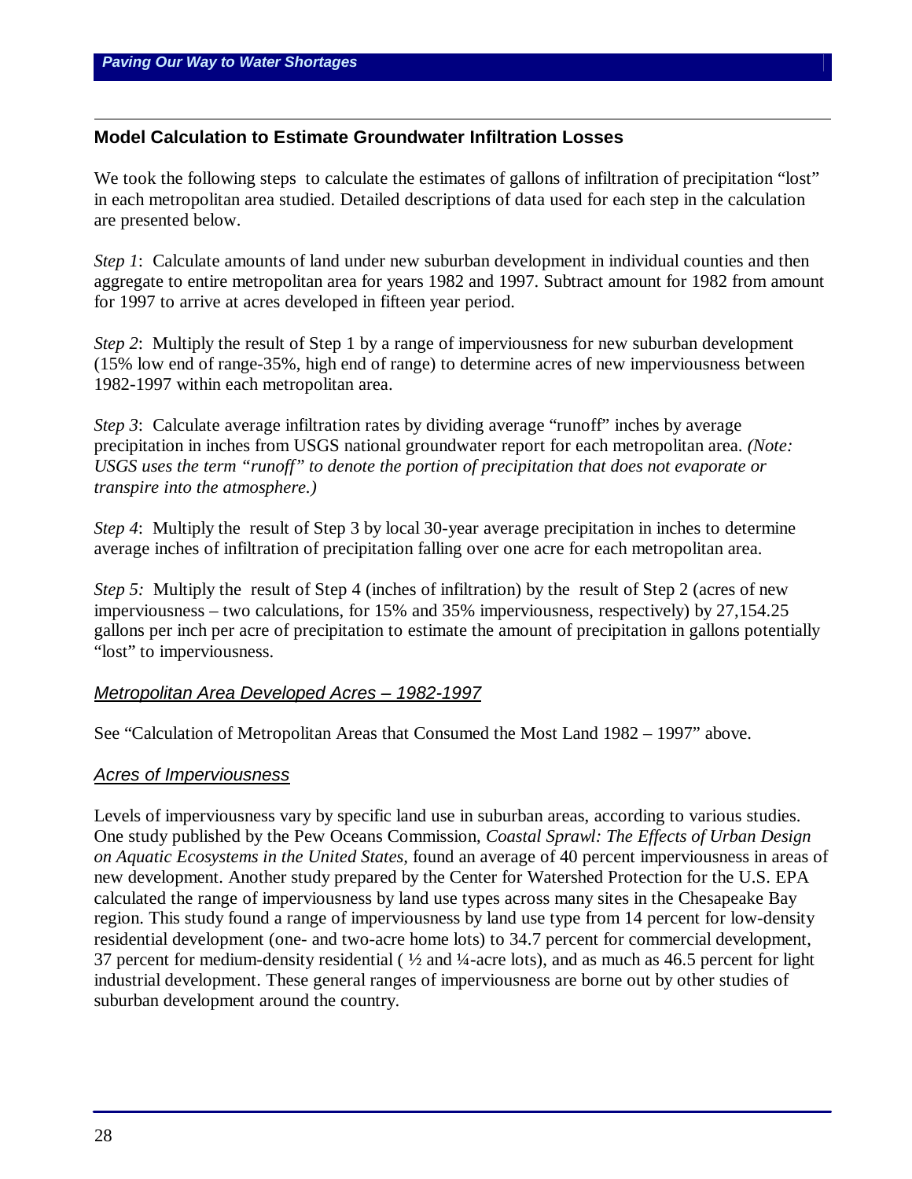## Model Calculation to Estimate Groundwater Infiltration Losses

We took the following steps to calculate the estimates of gallons of infiltration of precipitation "lost" in each metropolitan area studied. Detailed descriptions of data used for each step in the calculation are presented below.

*Step 1*: Calculate amounts of land under new suburban development in individual counties and then aggregate to entire metropolitan area for years 1982 and 1997. Subtract amount for 1982 from amount for 1997 to arrive at acres developed in fifteen year period.

*Step 2*: Multiply the result of Step 1 by a range of imperviousness for new suburban development (15% low end of range-35%, high end of range) to determine acres of new imperviousness between 1982-1997 within each metropolitan area.

*Step 3*: Calculate average infiltration rates by dividing average "runoff" inches by average precipitation in inches from USGS national groundwater report for each metropolitan area. *(Note: USGS uses the term "runoff" to denote the portion of precipitation that does not evaporate or transpire into the atmosphere.)*

*Step 4*: Multiply the result of Step 3 by local 30-year average precipitation in inches to determine average inches of infiltration of precipitation falling over one acre for each metropolitan area.

*Step 5:* Multiply the result of Step 4 (inches of infiltration) by the result of Step 2 (acres of new imperviousness – two calculations, for 15% and 35% imperviousness, respectively) by 27,154.25 gallons per inch per acre of precipitation to estimate the amount of precipitation in gallons potentially "lost" to imperviousness.

### *Metropolitan Area Developed Acres – 1982-1997*

See "Calculation of Metropolitan Areas that Consumed the Most Land 1982 – 1997" above.

### *Acres of Imperviousness*

Levels of imperviousness vary by specific land use in suburban areas, according to various studies. One study published by the Pew Oceans Commission, *Coastal Sprawl: The Effects of Urban Design on Aquatic Ecosystems in the United States*, found an average of 40 percent imperviousness in areas of new development. Another study prepared by the Center for Watershed Protection for the U.S. EPA calculated the range of imperviousness by land use types across many sites in the Chesapeake Bay region. This study found a range of imperviousness by land use type from 14 percent for low-density residential development (one- and two-acre home lots) to 34.7 percent for commercial development, 37 percent for medium-density residential ( ½ and ¼-acre lots), and as much as 46.5 percent for light industrial development. These general ranges of imperviousness are borne out by other studies of suburban development around the country.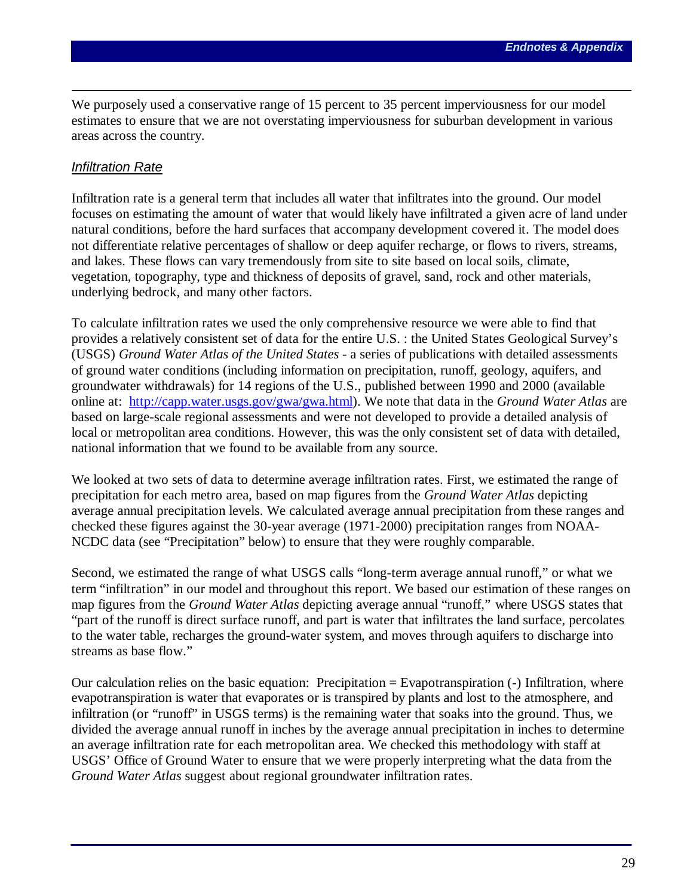We purposely used a conservative range of 15 percent to 35 percent imperviousness for our model estimates to ensure that we are not overstating imperviousness for suburban development in various areas across the country.

### *Infiltration Rate*

Infiltration rate is a general term that includes all water that infiltrates into the ground. Our model focuses on estimating the amount of water that would likely have infiltrated a given acre of land under natural conditions, before the hard surfaces that accompany development covered it. The model does not differentiate relative percentages of shallow or deep aquifer recharge, or flows to rivers, streams, and lakes. These flows can vary tremendously from site to site based on local soils, climate, vegetation, topography, type and thickness of deposits of gravel, sand, rock and other materials, underlying bedrock, and many other factors.

To calculate infiltration rates we used the only comprehensive resource we were able to find that provides a relatively consistent set of data for the entire U.S. : the United States Geological Survey's (USGS) *Ground Water Atlas of the United States* - a series of publications with detailed assessments of ground water conditions (including information on precipitation, runoff, geology, aquifers, and groundwater withdrawals) for 14 regions of the U.S., published between 1990 and 2000 (available online at: [http://capp.water.usgs.gov/gwa/gwa.html](http://capp.water.usgs.gov/gwa/gwa.html)). We note that data in the *Ground Water Atlas* are based on large-scale regional assessments and were not developed to provide a detailed analysis of local or metropolitan area conditions. However, this was the only consistent set of data with detailed, national information that we found to be available from any source.

We looked at two sets of data to determine average infiltration rates. First, we estimated the range of precipitation for each metro area, based on map figures from the *Ground Water Atlas* depicting average annual precipitation levels. We calculated average annual precipitation from these ranges and checked these figures against the 30-year average (1971-2000) precipitation ranges from NOAA-NCDC data (see "Precipitation" below) to ensure that they were roughly comparable.

Second, we estimated the range of what USGS calls "long-term average annual runoff," or what we term "infiltration" in our model and throughout this report. We based our estimation of these ranges on map figures from the *Ground Water Atlas* depicting average annual "runoff," where USGS states that "part of the runoff is direct surface runoff, and part is water that infiltrates the land surface, percolates to the water table, recharges the ground-water system, and moves through aquifers to discharge into streams as base flow."

Our calculation relies on the basic equation: Precipitation = Evapotranspiration (-) Infiltration, where evapotranspiration is water that evaporates or is transpired by plants and lost to the atmosphere, and infiltration (or "runoff" in USGS terms) is the remaining water that soaks into the ground. Thus, we divided the average annual runoff in inches by the average annual precipitation in inches to determine an average infiltration rate for each metropolitan area. We checked this methodology with staff at USGS' Office of Ground Water to ensure that we were properly interpreting what the data from the *Ground Water Atlas* suggest about regional groundwater infiltration rates.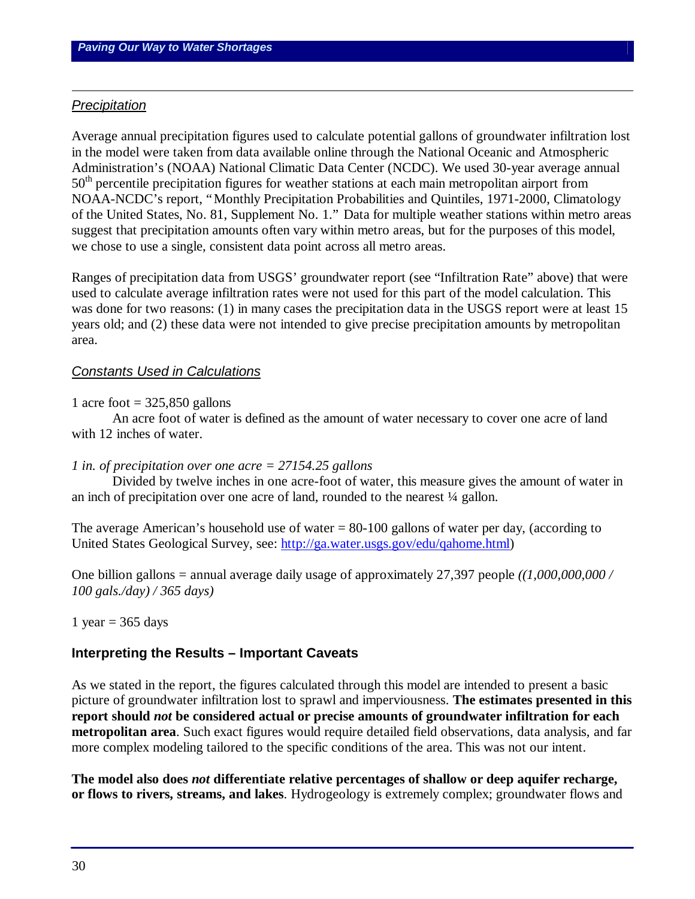### *Precipitation*

Average annual precipitation figures used to calculate potential gallons of groundwater infiltration lost in the model were taken from data available online through the National Oceanic and Atmospheric Administration's (NOAA) National Climatic Data Center (NCDC). We used 30-year average annual 50th percentile precipitation figures for weather stations at each main metropolitan airport from NOAA-NCDC's report, "Monthly Precipitation Probabilities and Quintiles, 1971-2000, Climatology of the United States, No. 81, Supplement No. 1." Data for multiple weather stations within metro areas suggest that precipitation amounts often vary within metro areas, but for the purposes of this model, we chose to use a single, consistent data point across all metro areas.

Ranges of precipitation data from USGS' groundwater report (see "Infiltration Rate" above) that were used to calculate average infiltration rates were not used for this part of the model calculation. This was done for two reasons: (1) in many cases the precipitation data in the USGS report were at least 15 years old; and (2) these data were not intended to give precise precipitation amounts by metropolitan area.

### *Constants Used in Calculations*

1 acre foot = 325,850 gallons

An acre foot of water is defined as the amount of water necessary to cover one acre of land with 12 inches of water.

*1 in. of precipitation over one acre = 27154.25 gallons*

Divided by twelve inches in one acre-foot of water, this measure gives the amount of water in an inch of precipitation over one acre of land, rounded to the nearest ¼ gallon.

The average American's household use of water = 80-100 gallons of water per day, (according to United States Geological Survey, see: http://ga.water.usgs.gov/edu/qahome.html)

One billion gallons = annual average daily usage of approximately 27,397 people *((1,000,000,000 / 100 gals./day) / 365 days)*

1 year = 365 days

## Interpreting the Results – Important Caveats

As we stated in the report, the figures calculated through this model are intended to present a basic picture of groundwater infiltration lost to sprawl and imperviousness. **The estimates presented in this report should *not* be considered actual or precise amounts of groundwater infiltration for each metropolitan area**. Such exact figures would require detailed field observations, data analysis, and far more complex modeling tailored to the specific conditions of the area. This was not our intent.

**The model also does *not* differentiate relative percentages of shallow or deep aquifer recharge, or flows to rivers, streams, and lakes**. Hydrogeology is extremely complex; groundwater flows and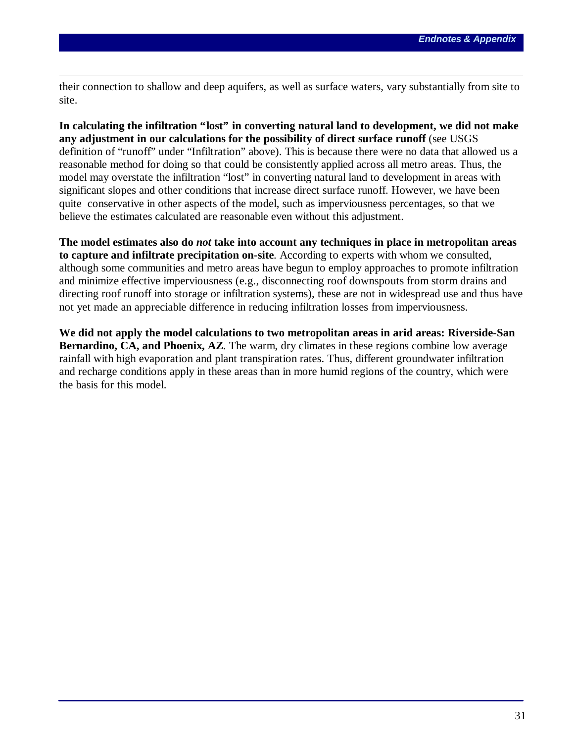their connection to shallow and deep aquifers, as well as surface waters, vary substantially from site to site.

**In calculating the infiltration "lost" in converting natural land to development, we did not make any adjustment in our calculations for the possibility of direct surface runoff** (see USGS definition of "runoff" under "Infiltration" above). This is because there were no data that allowed us a reasonable method for doing so that could be consistently applied across all metro areas. Thus, the model may overstate the infiltration "lost" in converting natural land to development in areas with significant slopes and other conditions that increase direct surface runoff. However, we have been quite conservative in other aspects of the model, such as imperviousness percentages, so that we believe the estimates calculated are reasonable even without this adjustment.

**The model estimates also do *not* take into account any techniques in place in metropolitan areas to capture and infiltrate precipitation on-site**. According to experts with whom we consulted, although some communities and metro areas have begun to employ approaches to promote infiltration and minimize effective imperviousness (e.g., disconnecting roof downspouts from storm drains and directing roof runoff into storage or infiltration systems), these are not in widespread use and thus have not yet made an appreciable difference in reducing infiltration losses from imperviousness.

**We did not apply the model calculations to two metropolitan areas in arid areas: Riverside-San Bernardino, CA, and Phoenix, AZ**. The warm, dry climates in these regions combine low average rainfall with high evaporation and plant transpiration rates. Thus, different groundwater infiltration and recharge conditions apply in these areas than in more humid regions of the country, which were the basis for this model.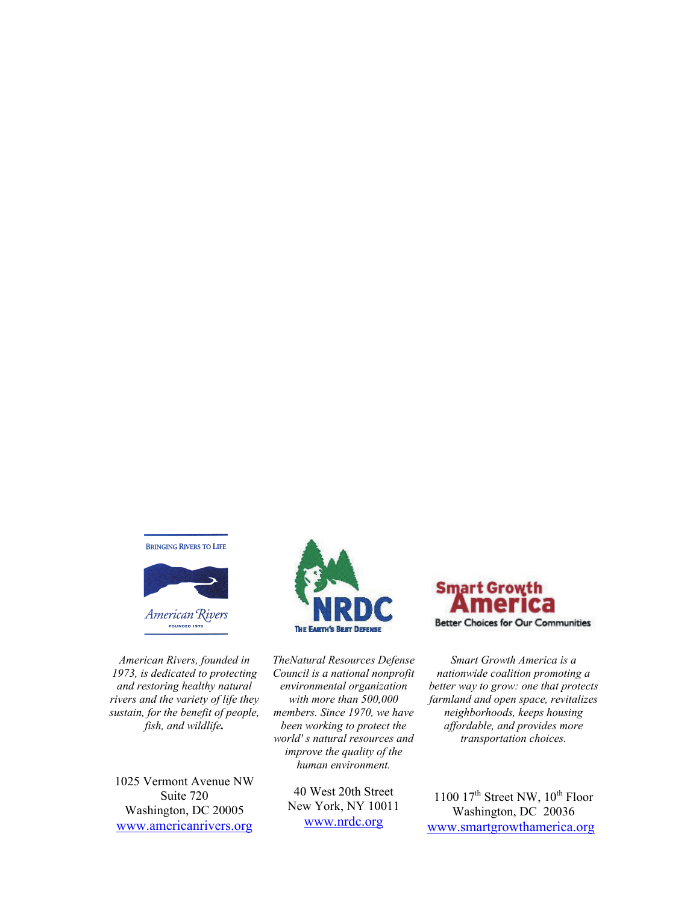BRINGING RIVERS TO LIFE

American Rivers

FOUNDED 1973

*American Rivers, founded in 1973, is dedicated to protecting and restoring healthy natural rivers and the variety of life they sustain, for the benefit of people, fish, and wildlife.*

1025 Vermont Avenue NW
Suite 720
Washington, DC 20005
www.americanrivers.org

NRDC

THE EARTH'S BEST DEFENSE

*TheNatural Resources Defense Council is a national nonprofit environmental organization with more than 500,000 members. Since 1970, we have been working to protect the world' s natural resources and improve the quality of the human environment.*

40 West 20th Street
New York, NY 10011
www.nrdc.org

Smart Growth America

Better Choices for Our Communities

*Smart Growth America is a nationwide coalition promoting a better way to grow: one that protects farmland and open space, revitalizes neighborhoods, keeps housing affordable, and provides more transportation choices.*

1100 17th Street NW, 10th Floor
Washington, DC 20036
www.smartgrowthamerica.org